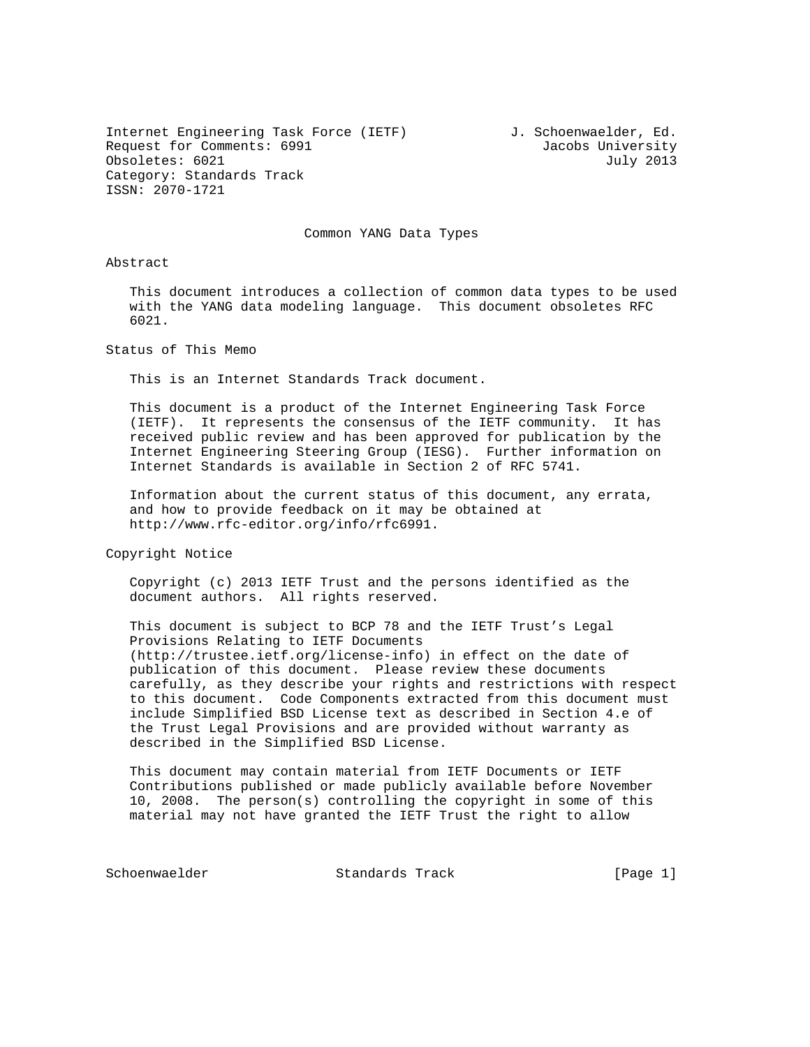Internet Engineering Task Force (IETF) J. Schoenwaelder, Ed.
Request for Comments: 6991 Jacobs University
Obsoletes: 6021 July 2013
Category: Standards Track
ISSN: 2070-1721

# Common YANG Data Types

## Abstract

This document introduces a collection of common data types to be used with the YANG data modeling language. This document obsoletes RFC 6021.

## Status of This Memo

This is an Internet Standards Track document.

This document is a product of the Internet Engineering Task Force (IETF). It represents the consensus of the IETF community. It has received public review and has been approved for publication by the Internet Engineering Steering Group (IESG). Further information on Internet Standards is available in Section 2 of RFC 5741.

Information about the current status of this document, any errata, and how to provide feedback on it may be obtained at http://www.rfc-editor.org/info/rfc6991.

## Copyright Notice

Copyright (c) 2013 IETF Trust and the persons identified as the document authors. All rights reserved.

This document is subject to BCP 78 and the IETF Trust's Legal Provisions Relating to IETF Documents (http://trustee.ietf.org/license-info) in effect on the date of publication of this document. Please review these documents carefully, as they describe your rights and restrictions with respect to this document. Code Components extracted from this document must include Simplified BSD License text as described in Section 4.e of the Trust Legal Provisions and are provided without warranty as described in the Simplified BSD License.

This document may contain material from IETF Documents or IETF Contributions published or made publicly available before November 10, 2008. The person(s) controlling the copyright in some of this material may not have granted the IETF Trust the right to allow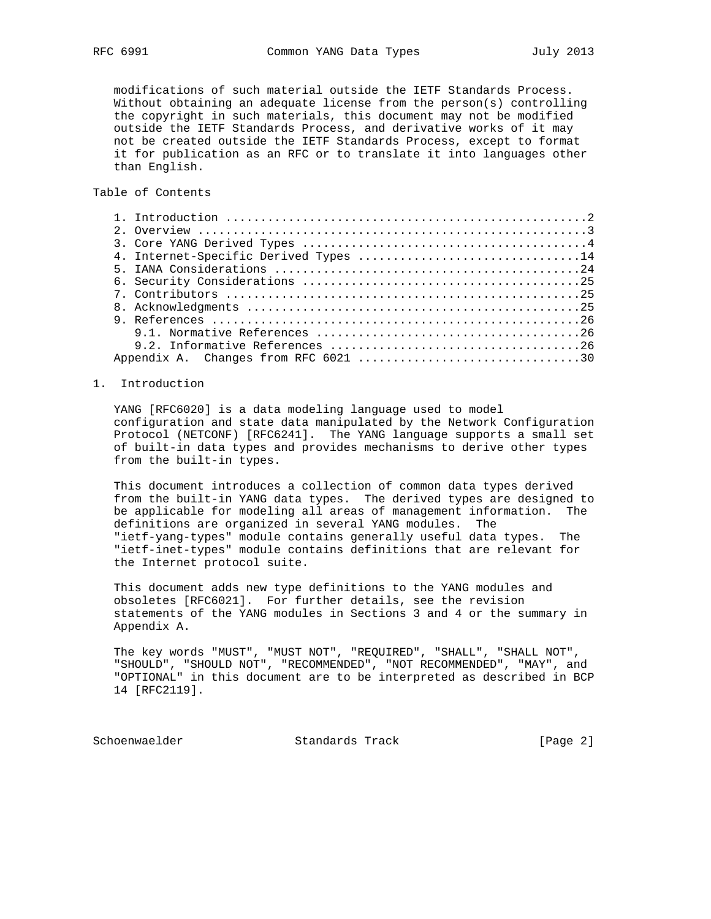modifications of such material outside the IETF Standards Process. Without obtaining an adequate license from the person(s) controlling the copyright in such materials, this document may not be modified outside the IETF Standards Process, and derivative works of it may not be created outside the IETF Standards Process, except to format it for publication as an RFC or to translate it into languages other than English.

## Table of Contents

```
   1. Introduction ....................................................2
   2. Overview ........................................................3
   3. Core YANG Derived Types .........................................4
   4. Internet-Specific Derived Types ................................14
   5. IANA Considerations ............................................24
   6. Security Considerations ........................................25
   7. Contributors ...................................................25
   8. Acknowledgments ................................................25
   9. References .....................................................26
      9.1. Normative References ......................................26
      9.2. Informative References ....................................26
   Appendix A.  Changes from RFC 6021 ................................30
```

## 1. Introduction

YANG [RFC6020] is a data modeling language used to model configuration and state data manipulated by the Network Configuration Protocol (NETCONF) [RFC6241]. The YANG language supports a small set of built-in data types and provides mechanisms to derive other types from the built-in types.

This document introduces a collection of common data types derived from the built-in YANG data types. The derived types are designed to be applicable for modeling all areas of management information. The definitions are organized in several YANG modules. The "ietf-yang-types" module contains generally useful data types. The "ietf-inet-types" module contains definitions that are relevant for the Internet protocol suite.

This document adds new type definitions to the YANG modules and obsoletes [RFC6021]. For further details, see the revision statements of the YANG modules in Sections 3 and 4 or the summary in Appendix A.

The key words "MUST", "MUST NOT", "REQUIRED", "SHALL", "SHALL NOT", "SHOULD", "SHOULD NOT", "RECOMMENDED", "NOT RECOMMENDED", "MAY", and "OPTIONAL" in this document are to be interpreted as described in BCP 14 [RFC2119].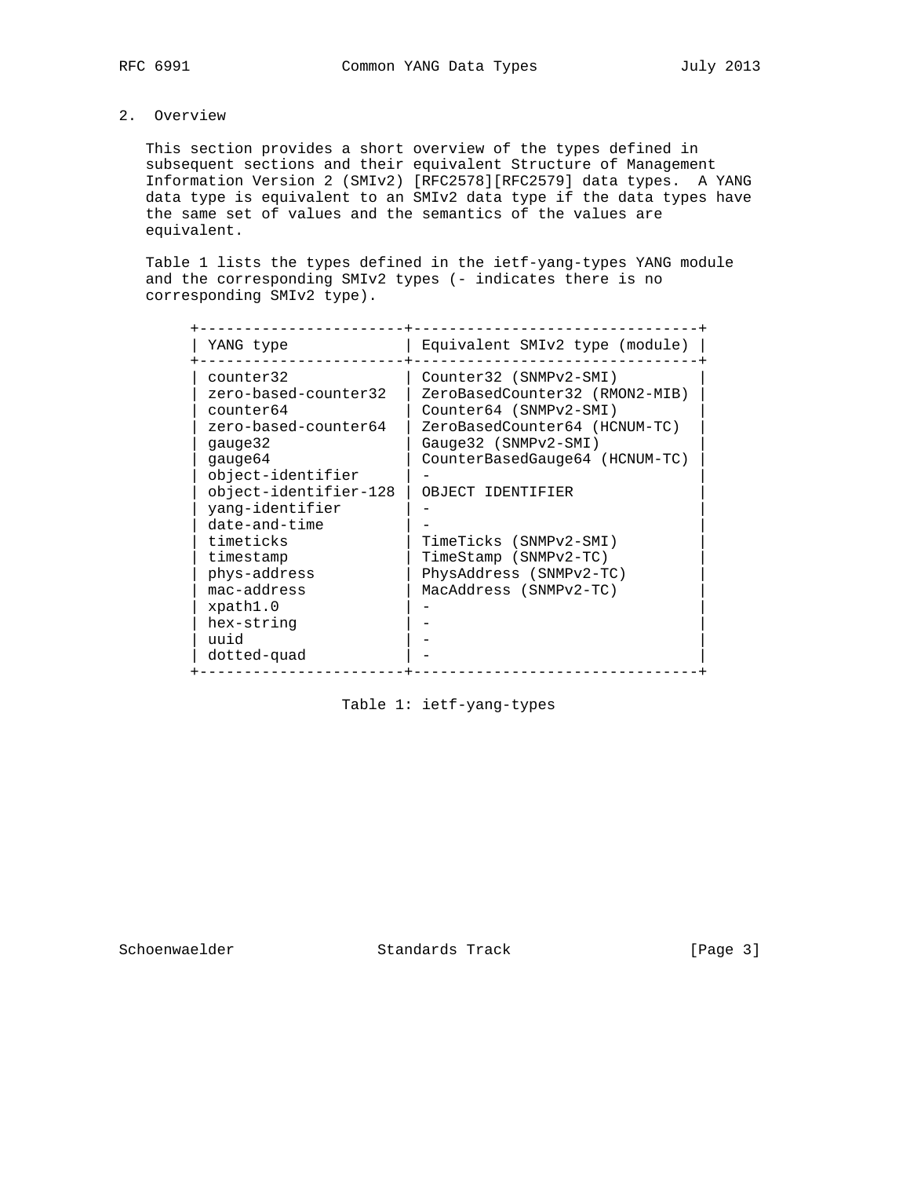## 2. Overview

This section provides a short overview of the types defined in subsequent sections and their equivalent Structure of Management Information Version 2 (SMIv2) [RFC2578][RFC2579] data types. A YANG data type is equivalent to an SMIv2 data type if the data types have the same set of values and the semantics of the values are equivalent.

Table 1 lists the types defined in the ietf-yang-types YANG module and the corresponding SMIv2 types (- indicates there is no corresponding SMIv2 type).

| YANG type | Equivalent SMIv2 type (module) |
|---|---|
| counter32 | Counter32 (SNMPv2-SMI) |
| zero-based-counter32 | ZeroBasedCounter32 (RMON2-MIB) |
| counter64 | Counter64 (SNMPv2-SMI) |
| zero-based-counter64 | ZeroBasedCounter64 (HCNUM-TC) |
| gauge32 | Gauge32 (SNMPv2-SMI) |
| gauge64 | CounterBasedGauge64 (HCNUM-TC) |
| object-identifier | - |
| object-identifier-128 | OBJECT IDENTIFIER |
| yang-identifier | - |
| date-and-time | - |
| timeticks | TimeTicks (SNMPv2-SMI) |
| timestamp | TimeStamp (SNMPv2-TC) |
| phys-address | PhysAddress (SNMPv2-TC) |
| mac-address | MacAddress (SNMPv2-TC) |
| xpath1.0 | - |
| hex-string | - |
| uuid | - |
| dotted-quad | - |

Table 1: ietf-yang-types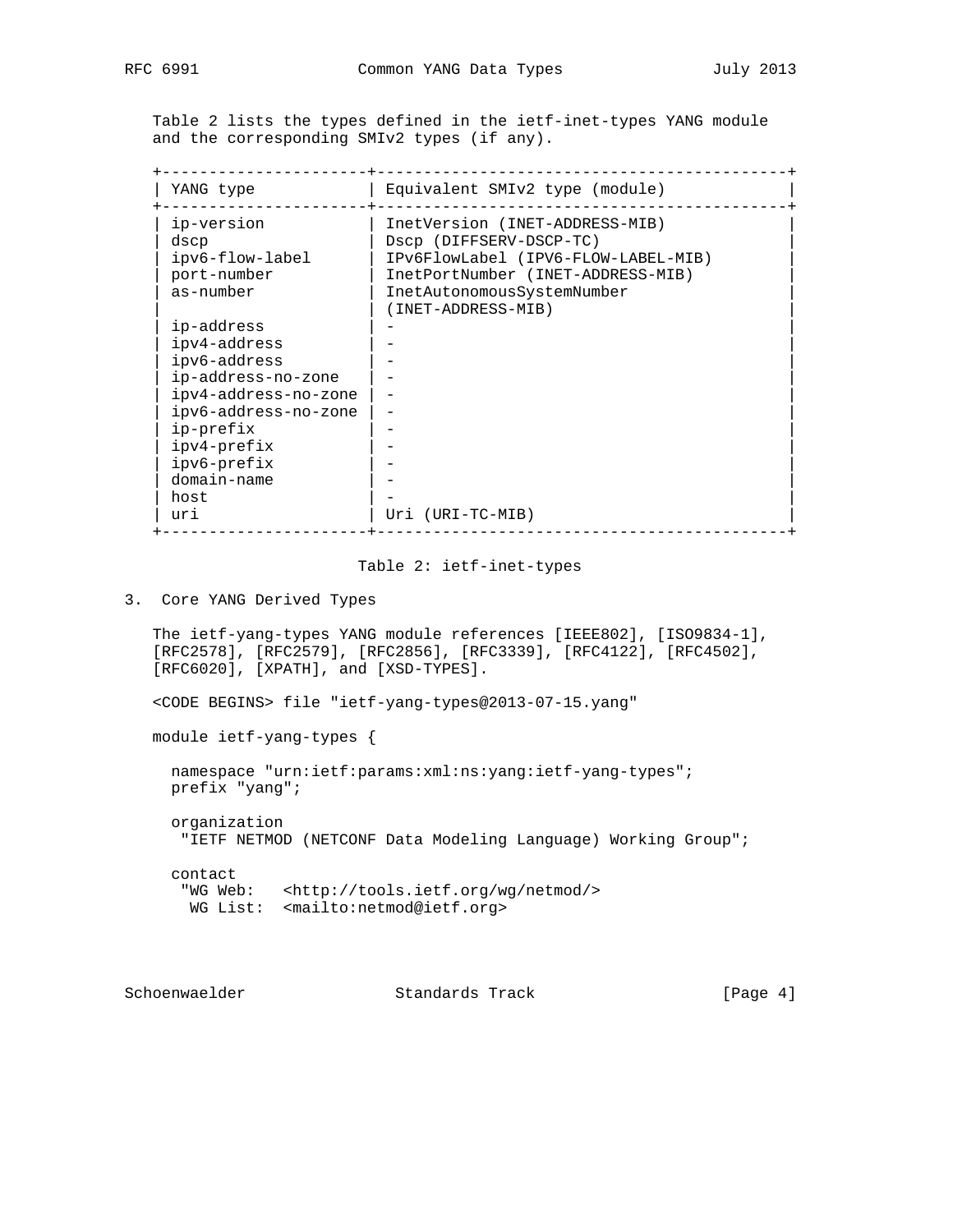Table 2 lists the types defined in the ietf-inet-types YANG module and the corresponding SMIv2 types (if any).

| YANG type | Equivalent SMIv2 type (module) |
| --- | --- |
| ip-version | InetVersion (INET-ADDRESS-MIB) |
| dscp | Dscp (DIFFSERV-DSCP-TC) |
| ipv6-flow-label | IPv6FlowLabel (IPV6-FLOW-LABEL-MIB) |
| port-number | InetPortNumber (INET-ADDRESS-MIB) |
| as-number | InetAutonomousSystemNumber (INET-ADDRESS-MIB) |
| ip-address | - |
| ipv4-address | - |
| ipv6-address | - |
| ip-address-no-zone | - |
| ipv4-address-no-zone | - |
| ipv6-address-no-zone | - |
| ip-prefix | - |
| ipv4-prefix | - |
| ipv6-prefix | - |
| domain-name | - |
| host | - |
| uri | Uri (URI-TC-MIB) |

Table 2: ietf-inet-types

# 3. Core YANG Derived Types

The ietf-yang-types YANG module references [IEEE802], [ISO9834-1], [RFC2578], [RFC2579], [RFC2856], [RFC3339], [RFC4122], [RFC4502], [RFC6020], [XPATH], and [XSD-TYPES].

<CODE BEGINS> file "ietf-yang-types@2013-07-15.yang"

```
module ietf-yang-types {

  namespace "urn:ietf:params:xml:ns:yang:ietf-yang-types";
  prefix "yang";

  organization
   "IETF NETMOD (NETCONF Data Modeling Language) Working Group";

  contact
   "WG Web:   <http://tools.ietf.org/wg/netmod/>
    WG List:  <mailto:netmod@ietf.org>
```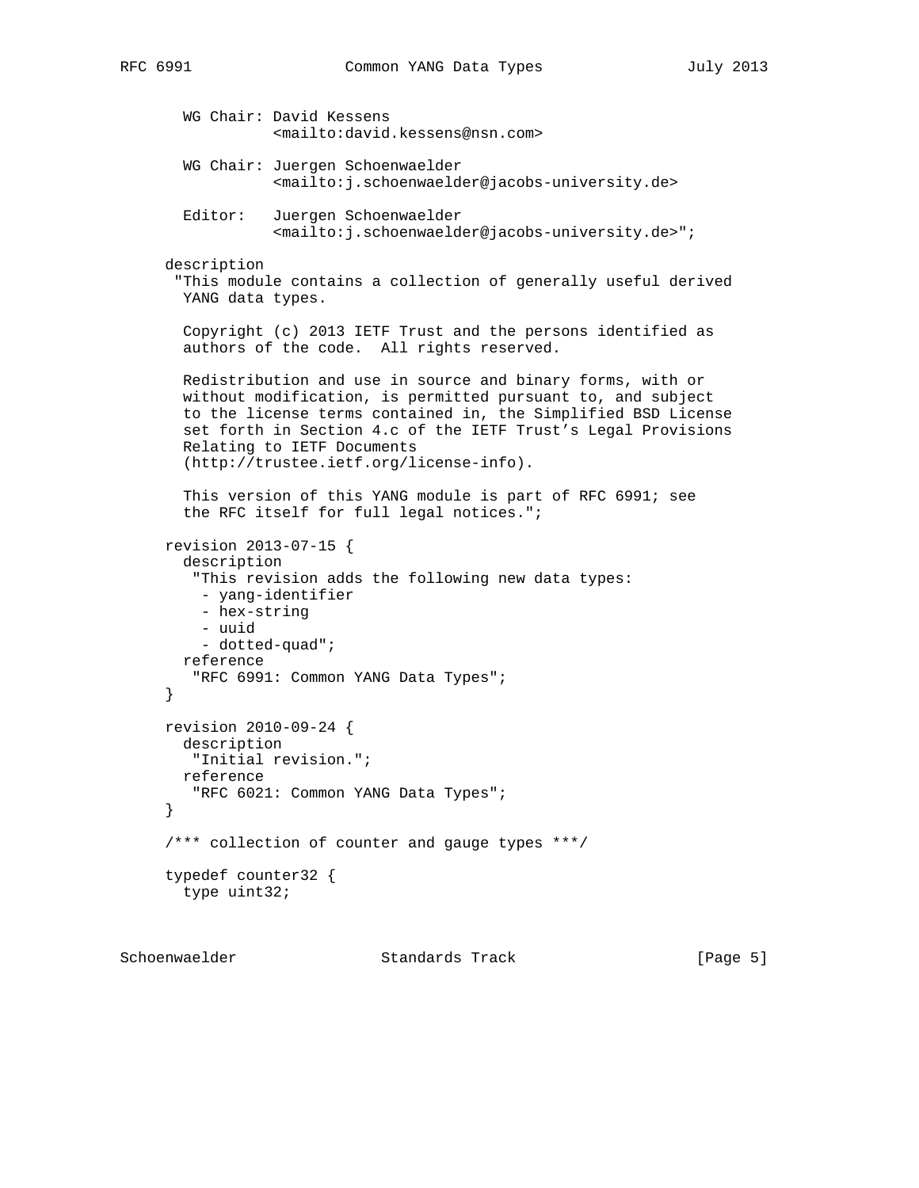```
       WG Chair: David Kessens
                 <mailto:david.kessens@nsn.com>

       WG Chair: Juergen Schoenwaelder
                 <mailto:j.schoenwaelder@jacobs-university.de>

       Editor:   Juergen Schoenwaelder
                 <mailto:j.schoenwaelder@jacobs-university.de>";

     description
      "This module contains a collection of generally useful derived
       YANG data types.

       Copyright (c) 2013 IETF Trust and the persons identified as
       authors of the code.  All rights reserved.

       Redistribution and use in source and binary forms, with or
       without modification, is permitted pursuant to, and subject
       to the license terms contained in, the Simplified BSD License
       set forth in Section 4.c of the IETF Trust's Legal Provisions
       Relating to IETF Documents
       (http://trustee.ietf.org/license-info).

       This version of this YANG module is part of RFC 6991; see
       the RFC itself for full legal notices.";

     revision 2013-07-15 {
       description
        "This revision adds the following new data types:
         - yang-identifier
         - hex-string
         - uuid
         - dotted-quad";
       reference
        "RFC 6991: Common YANG Data Types";
     }

     revision 2010-09-24 {
       description
        "Initial revision.";
       reference
        "RFC 6021: Common YANG Data Types";
     }

     /*** collection of counter and gauge types ***/

     typedef counter32 {
       type uint32;
```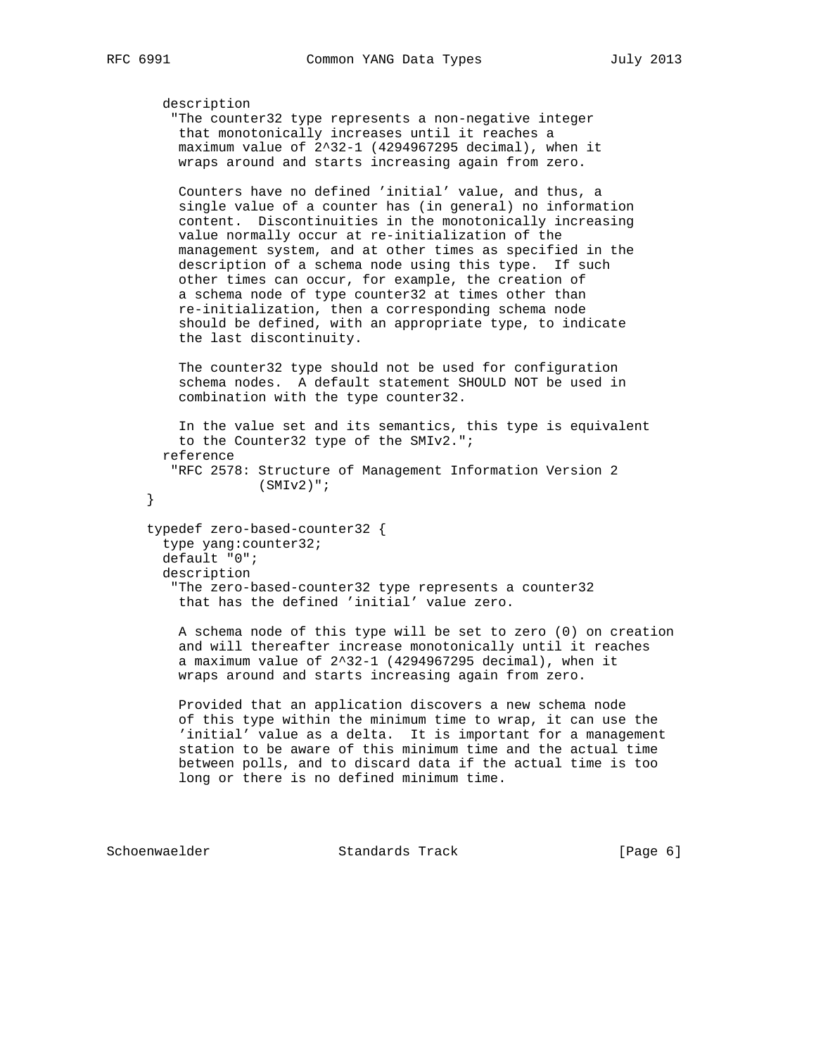```
       description
        "The counter32 type represents a non-negative integer
         that monotonically increases until it reaches a
         maximum value of 2^32-1 (4294967295 decimal), when it
         wraps around and starts increasing again from zero.

         Counters have no defined 'initial' value, and thus, a
         single value of a counter has (in general) no information
         content.  Discontinuities in the monotonically increasing
         value normally occur at re-initialization of the
         management system, and at other times as specified in the
         description of a schema node using this type.  If such
         other times can occur, for example, the creation of
         a schema node of type counter32 at times other than
         re-initialization, then a corresponding schema node
         should be defined, with an appropriate type, to indicate
         the last discontinuity.

         The counter32 type should not be used for configuration
         schema nodes.  A default statement SHOULD NOT be used in
         combination with the type counter32.

         In the value set and its semantics, this type is equivalent
         to the Counter32 type of the SMIv2.";
       reference
        "RFC 2578: Structure of Management Information Version 2
                   (SMIv2)";
     }

     typedef zero-based-counter32 {
       type yang:counter32;
       default "0";
       description
        "The zero-based-counter32 type represents a counter32
         that has the defined 'initial' value zero.

         A schema node of this type will be set to zero (0) on creation
         and will thereafter increase monotonically until it reaches
         a maximum value of 2^32-1 (4294967295 decimal), when it
         wraps around and starts increasing again from zero.

         Provided that an application discovers a new schema node
         of this type within the minimum time to wrap, it can use the
         'initial' value as a delta.  It is important for a management
         station to be aware of this minimum time and the actual time
         between polls, and to discard data if the actual time is too
         long or there is no defined minimum time.
```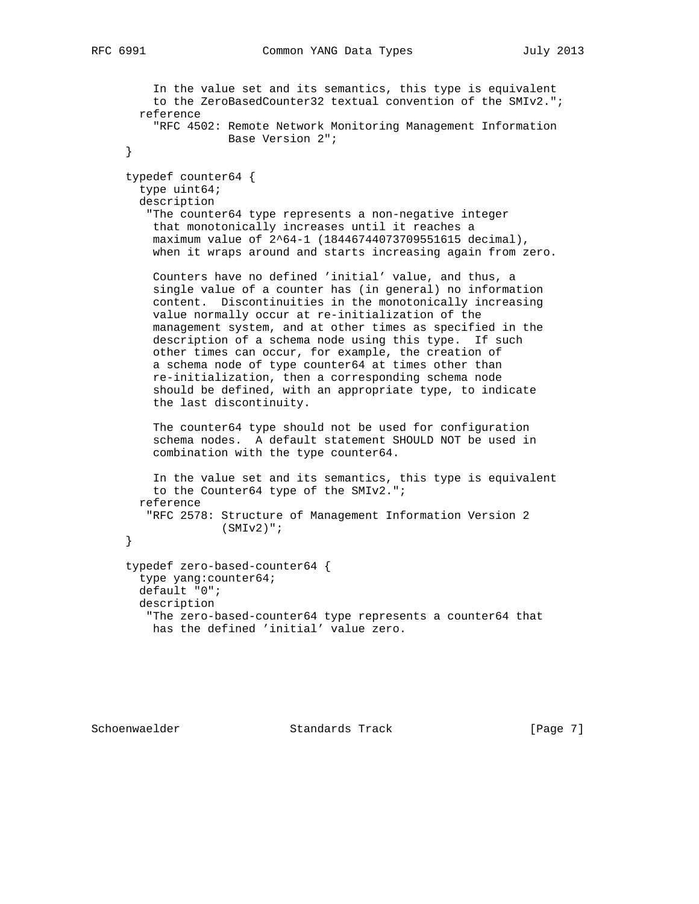```
       In the value set and its semantics, this type is equivalent
       to the ZeroBasedCounter32 textual convention of the SMIv2.";
     reference
       "RFC 4502: Remote Network Monitoring Management Information
                  Base Version 2";
   }

   typedef counter64 {
     type uint64;
     description
      "The counter64 type represents a non-negative integer
       that monotonically increases until it reaches a
       maximum value of 2^64-1 (18446744073709551615 decimal),
       when it wraps around and starts increasing again from zero.

       Counters have no defined 'initial' value, and thus, a
       single value of a counter has (in general) no information
       content.  Discontinuities in the monotonically increasing
       value normally occur at re-initialization of the
       management system, and at other times as specified in the
       description of a schema node using this type.  If such
       other times can occur, for example, the creation of
       a schema node of type counter64 at times other than
       re-initialization, then a corresponding schema node
       should be defined, with an appropriate type, to indicate
       the last discontinuity.

       The counter64 type should not be used for configuration
       schema nodes.  A default statement SHOULD NOT be used in
       combination with the type counter64.

       In the value set and its semantics, this type is equivalent
       to the Counter64 type of the SMIv2.";
     reference
      "RFC 2578: Structure of Management Information Version 2
                 (SMIv2)";
   }

   typedef zero-based-counter64 {
     type yang:counter64;
     default "0";
     description
      "The zero-based-counter64 type represents a counter64 that
       has the defined 'initial' value zero.
```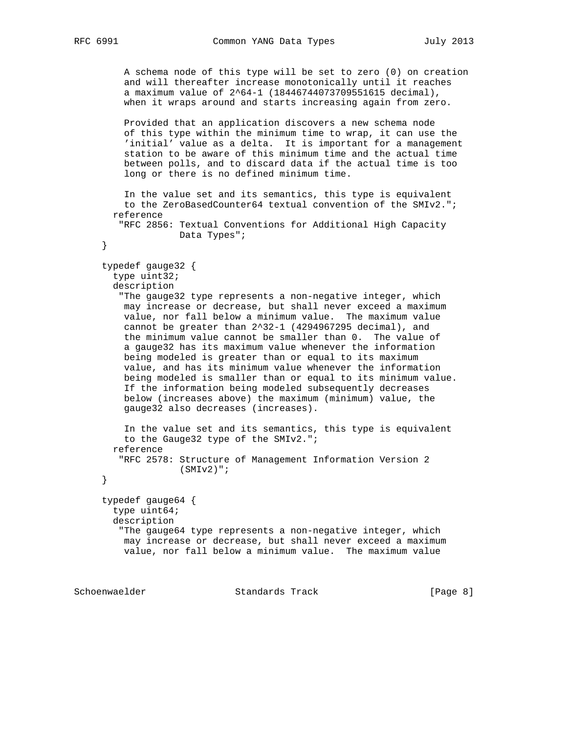```
       A schema node of this type will be set to zero (0) on creation
       and will thereafter increase monotonically until it reaches
       a maximum value of 2^64-1 (18446744073709551615 decimal),
       when it wraps around and starts increasing again from zero.

       Provided that an application discovers a new schema node
       of this type within the minimum time to wrap, it can use the
       'initial' value as a delta.  It is important for a management
       station to be aware of this minimum time and the actual time
       between polls, and to discard data if the actual time is too
       long or there is no defined minimum time.

       In the value set and its semantics, this type is equivalent
       to the ZeroBasedCounter64 textual convention of the SMIv2.";
    reference
     "RFC 2856: Textual Conventions for Additional High Capacity
                Data Types";
  }

  typedef gauge32 {
    type uint32;
    description
     "The gauge32 type represents a non-negative integer, which
      may increase or decrease, but shall never exceed a maximum
      value, nor fall below a minimum value.  The maximum value
      cannot be greater than 2^32-1 (4294967295 decimal), and
      the minimum value cannot be smaller than 0.  The value of
      a gauge32 has its maximum value whenever the information
      being modeled is greater than or equal to its maximum
      value, and has its minimum value whenever the information
      being modeled is smaller than or equal to its minimum value.
      If the information being modeled subsequently decreases
      below (increases above) the maximum (minimum) value, the
      gauge32 also decreases (increases).

      In the value set and its semantics, this type is equivalent
      to the Gauge32 type of the SMIv2.";
    reference
     "RFC 2578: Structure of Management Information Version 2
                (SMIv2)";
  }

  typedef gauge64 {
    type uint64;
    description
     "The gauge64 type represents a non-negative integer, which
      may increase or decrease, but shall never exceed a maximum
      value, nor fall below a minimum value.  The maximum value
```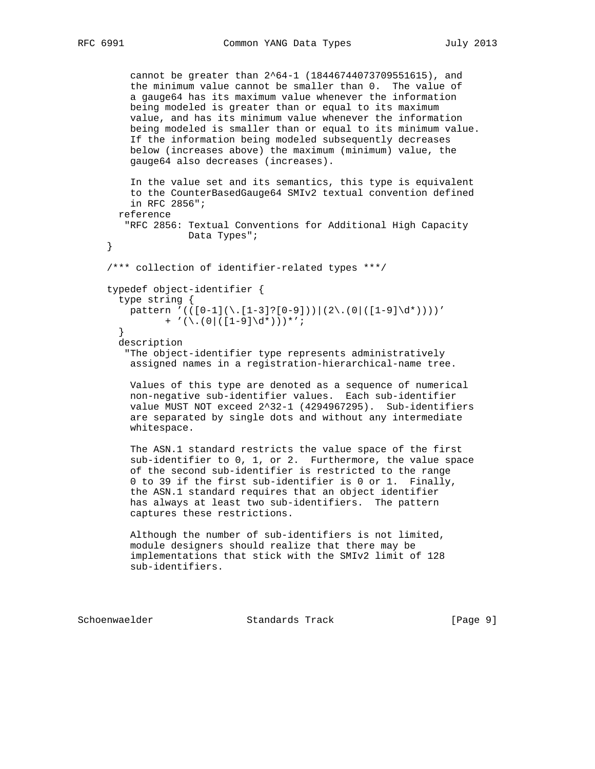```
       cannot be greater than 2^64-1 (18446744073709551615), and
       the minimum value cannot be smaller than 0.  The value of
       a gauge64 has its maximum value whenever the information
       being modeled is greater than or equal to its maximum
       value, and has its minimum value whenever the information
       being modeled is smaller than or equal to its minimum value.
       If the information being modeled subsequently decreases
       below (increases above) the maximum (minimum) value, the
       gauge64 also decreases (increases).

       In the value set and its semantics, this type is equivalent
       to the CounterBasedGauge64 SMIv2 textual convention defined
       in RFC 2856";
     reference
      "RFC 2856: Textual Conventions for Additional High Capacity
                 Data Types";
   }

   /*** collection of identifier-related types ***/

   typedef object-identifier {
     type string {
       pattern '(([0-1](\.[1-3]?[0-9]))|(2\.(0|([1-9]\d*))))'
             + '(\.(0|([1-9]\d*)))*';
     }
     description
      "The object-identifier type represents administratively
       assigned names in a registration-hierarchical-name tree.

       Values of this type are denoted as a sequence of numerical
       non-negative sub-identifier values.  Each sub-identifier
       value MUST NOT exceed 2^32-1 (4294967295).  Sub-identifiers
       are separated by single dots and without any intermediate
       whitespace.

       The ASN.1 standard restricts the value space of the first
       sub-identifier to 0, 1, or 2.  Furthermore, the value space
       of the second sub-identifier is restricted to the range
       0 to 39 if the first sub-identifier is 0 or 1.  Finally,
       the ASN.1 standard requires that an object identifier
       has always at least two sub-identifiers.  The pattern
       captures these restrictions.

       Although the number of sub-identifiers is not limited,
       module designers should realize that there may be
       implementations that stick with the SMIv2 limit of 128
       sub-identifiers.
```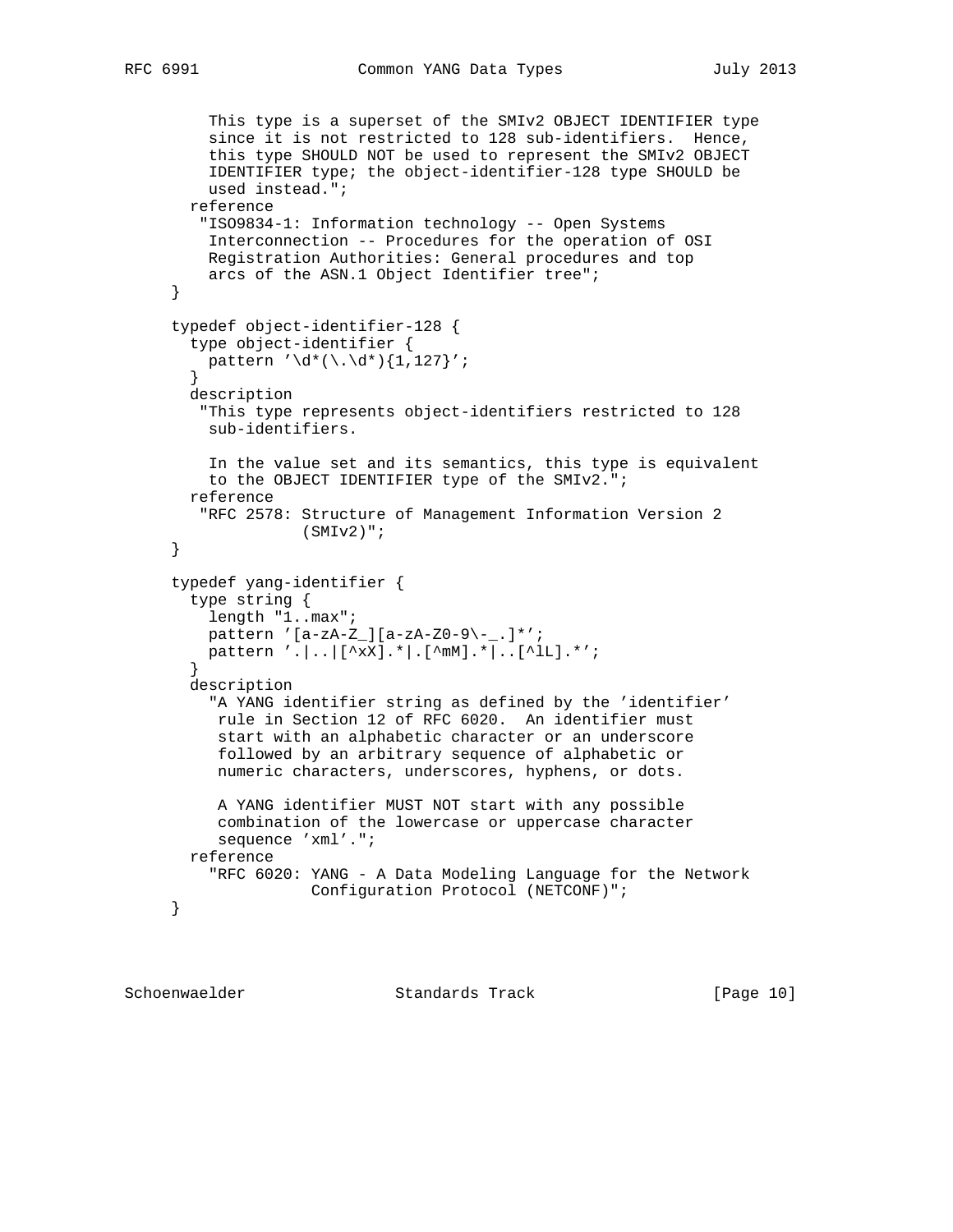```
         This type is a superset of the SMIv2 OBJECT IDENTIFIER type
         since it is not restricted to 128 sub-identifiers.  Hence,
         this type SHOULD NOT be used to represent the SMIv2 OBJECT
         IDENTIFIER type; the object-identifier-128 type SHOULD be
         used instead.";
       reference
        "ISO9834-1: Information technology -- Open Systems
         Interconnection -- Procedures for the operation of OSI
         Registration Authorities: General procedures and top
         arcs of the ASN.1 Object Identifier tree";
     }

     typedef object-identifier-128 {
       type object-identifier {
         pattern '\d*(\.\d*){1,127}';
       }
       description
        "This type represents object-identifiers restricted to 128
         sub-identifiers.

         In the value set and its semantics, this type is equivalent
         to the OBJECT IDENTIFIER type of the SMIv2.";
       reference
        "RFC 2578: Structure of Management Information Version 2
                   (SMIv2)";
     }

     typedef yang-identifier {
       type string {
         length "1..max";
         pattern '[a-zA-Z_][a-zA-Z0-9\-_.]*';
         pattern '.|..|[^xX].*|.[^mM].*|..[^lL].*';
       }
       description
         "A YANG identifier string as defined by the 'identifier'
          rule in Section 12 of RFC 6020.  An identifier must
          start with an alphabetic character or an underscore
          followed by an arbitrary sequence of alphabetic or
          numeric characters, underscores, hyphens, or dots.

          A YANG identifier MUST NOT start with any possible
          combination of the lowercase or uppercase character
          sequence 'xml'.";
       reference
         "RFC 6020: YANG - A Data Modeling Language for the Network
                    Configuration Protocol (NETCONF)";
     }
```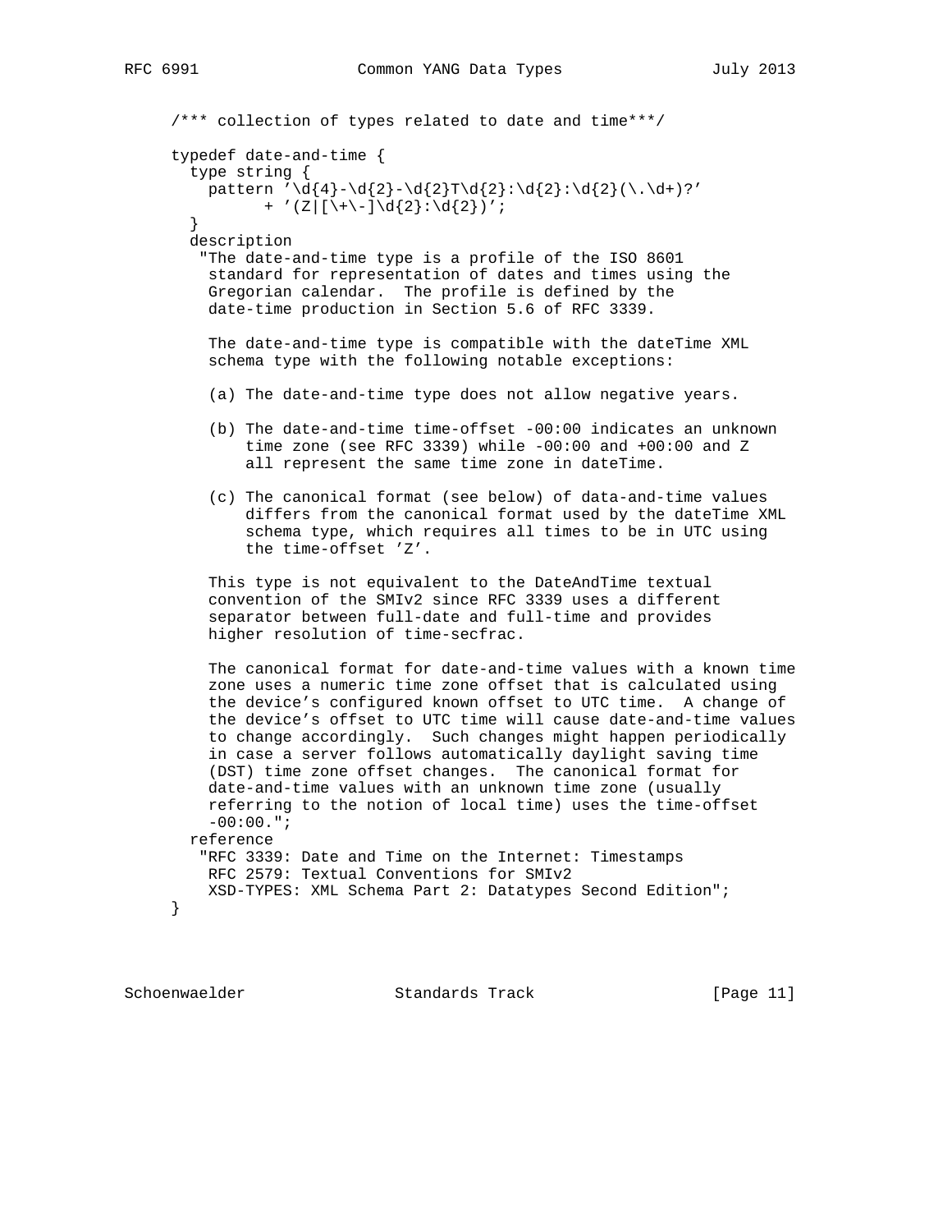```
/*** collection of types related to date and time***/

typedef date-and-time {
  type string {
    pattern '\d{4}-\d{2}-\d{2}T\d{2}:\d{2}:\d{2}(\.\d+)?'
          + '(Z|[\+\-]\d{2}:\d{2})';
  }
  description
   "The date-and-time type is a profile of the ISO 8601
    standard for representation of dates and times using the
    Gregorian calendar.  The profile is defined by the
    date-time production in Section 5.6 of RFC 3339.

    The date-and-time type is compatible with the dateTime XML
    schema type with the following notable exceptions:

    (a) The date-and-time type does not allow negative years.

    (b) The date-and-time time-offset -00:00 indicates an unknown
        time zone (see RFC 3339) while -00:00 and +00:00 and Z
        all represent the same time zone in dateTime.

    (c) The canonical format (see below) of data-and-time values
        differs from the canonical format used by the dateTime XML
        schema type, which requires all times to be in UTC using
        the time-offset 'Z'.

    This type is not equivalent to the DateAndTime textual
    convention of the SMIv2 since RFC 3339 uses a different
    separator between full-date and full-time and provides
    higher resolution of time-secfrac.

    The canonical format for date-and-time values with a known time
    zone uses a numeric time zone offset that is calculated using
    the device's configured known offset to UTC time.  A change of
    the device's offset to UTC time will cause date-and-time values
    to change accordingly.  Such changes might happen periodically
    in case a server follows automatically daylight saving time
    (DST) time zone offset changes.  The canonical format for
    date-and-time values with an unknown time zone (usually
    referring to the notion of local time) uses the time-offset
    -00:00.";
  reference
   "RFC 3339: Date and Time on the Internet: Timestamps
    RFC 2579: Textual Conventions for SMIv2
    XSD-TYPES: XML Schema Part 2: Datatypes Second Edition";
}
```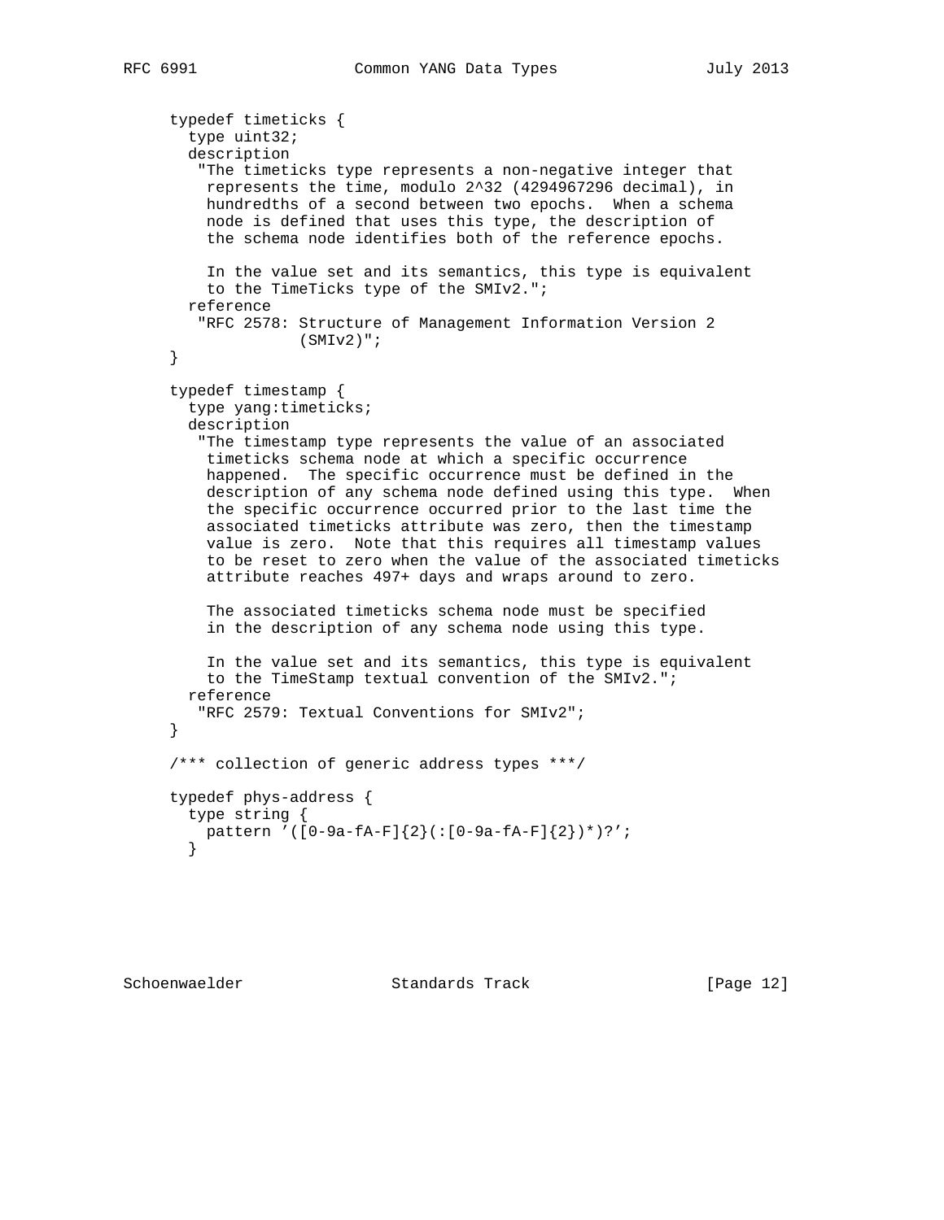```
     typedef timeticks {
       type uint32;
       description
        "The timeticks type represents a non-negative integer that
         represents the time, modulo 2^32 (4294967296 decimal), in
         hundredths of a second between two epochs.  When a schema
         node is defined that uses this type, the description of
         the schema node identifies both of the reference epochs.

         In the value set and its semantics, this type is equivalent
         to the TimeTicks type of the SMIv2.";
       reference
        "RFC 2578: Structure of Management Information Version 2
                   (SMIv2)";
     }

     typedef timestamp {
       type yang:timeticks;
       description
        "The timestamp type represents the value of an associated
         timeticks schema node at which a specific occurrence
         happened.  The specific occurrence must be defined in the
         description of any schema node defined using this type.  When
         the specific occurrence occurred prior to the last time the
         associated timeticks attribute was zero, then the timestamp
         value is zero.  Note that this requires all timestamp values
         to be reset to zero when the value of the associated timeticks
         attribute reaches 497+ days and wraps around to zero.

         The associated timeticks schema node must be specified
         in the description of any schema node using this type.

         In the value set and its semantics, this type is equivalent
         to the TimeStamp textual convention of the SMIv2.";
       reference
        "RFC 2579: Textual Conventions for SMIv2";
     }

     /*** collection of generic address types ***/

     typedef phys-address {
       type string {
         pattern '([0-9a-fA-F]{2}(:[0-9a-fA-F]{2})*)?';
       }
```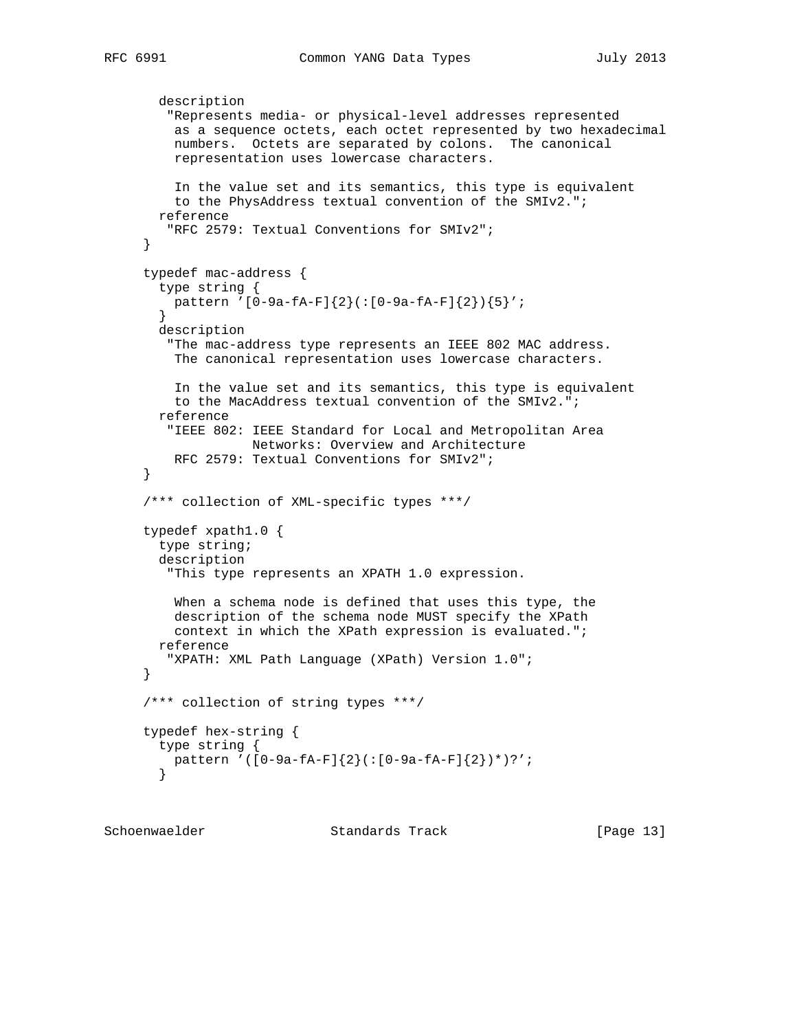```
       description
        "Represents media- or physical-level addresses represented
         as a sequence octets, each octet represented by two hexadecimal
         numbers.  Octets are separated by colons.  The canonical
         representation uses lowercase characters.

         In the value set and its semantics, this type is equivalent
         to the PhysAddress textual convention of the SMIv2.";
       reference
        "RFC 2579: Textual Conventions for SMIv2";
     }

     typedef mac-address {
       type string {
         pattern '[0-9a-fA-F]{2}(:[0-9a-fA-F]{2}){5}';
       }
       description
        "The mac-address type represents an IEEE 802 MAC address.
         The canonical representation uses lowercase characters.

         In the value set and its semantics, this type is equivalent
         to the MacAddress textual convention of the SMIv2.";
       reference
        "IEEE 802: IEEE Standard for Local and Metropolitan Area
                   Networks: Overview and Architecture
         RFC 2579: Textual Conventions for SMIv2";
     }

     /*** collection of XML-specific types ***/

     typedef xpath1.0 {
       type string;
       description
        "This type represents an XPATH 1.0 expression.

         When a schema node is defined that uses this type, the
         description of the schema node MUST specify the XPath
         context in which the XPath expression is evaluated.";
       reference
        "XPATH: XML Path Language (XPath) Version 1.0";
     }

     /*** collection of string types ***/

     typedef hex-string {
       type string {
         pattern '([0-9a-fA-F]{2}(:[0-9a-fA-F]{2})*)?';
       }
```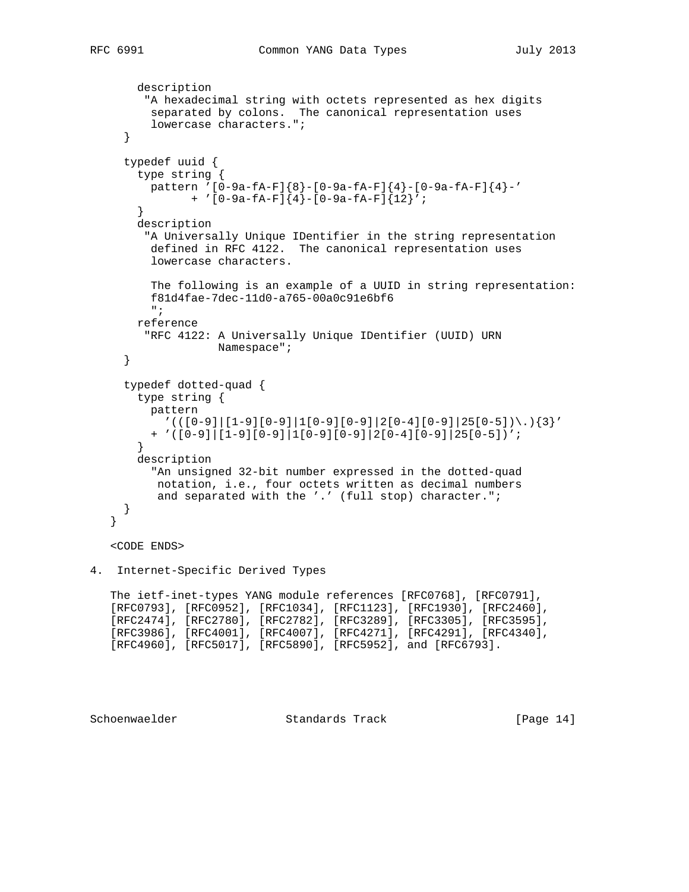```
       description
        "A hexadecimal string with octets represented as hex digits
         separated by colons.  The canonical representation uses
         lowercase characters.";
     }

     typedef uuid {
       type string {
         pattern '[0-9a-fA-F]{8}-[0-9a-fA-F]{4}-[0-9a-fA-F]{4}-'
               + '[0-9a-fA-F]{4}-[0-9a-fA-F]{12}';
       }
       description
        "A Universally Unique IDentifier in the string representation
         defined in RFC 4122.  The canonical representation uses
         lowercase characters.

         The following is an example of a UUID in string representation:
         f81d4fae-7dec-11d0-a765-00a0c91e6bf6
         ";
       reference
        "RFC 4122: A Universally Unique IDentifier (UUID) URN
                   Namespace";
     }

     typedef dotted-quad {
       type string {
         pattern
           '(([0-9]|[1-9][0-9]|1[0-9][0-9]|2[0-4][0-9]|25[0-5])\.){3}'
         + '([0-9]|[1-9][0-9]|1[0-9][0-9]|2[0-4][0-9]|25[0-5])';
       }
       description
         "An unsigned 32-bit number expressed in the dotted-quad
          notation, i.e., four octets written as decimal numbers
          and separated with the '.' (full stop) character.";
     }
   }

   <CODE ENDS>
```

## 4. Internet-Specific Derived Types

The ietf-inet-types YANG module references [RFC0768], [RFC0791], [RFC0793], [RFC0952], [RFC1034], [RFC1123], [RFC1930], [RFC2460], [RFC2474], [RFC2780], [RFC2782], [RFC3289], [RFC3305], [RFC3595], [RFC3986], [RFC4001], [RFC4007], [RFC4271], [RFC4291], [RFC4340], [RFC4960], [RFC5017], [RFC5890], [RFC5952], and [RFC6793].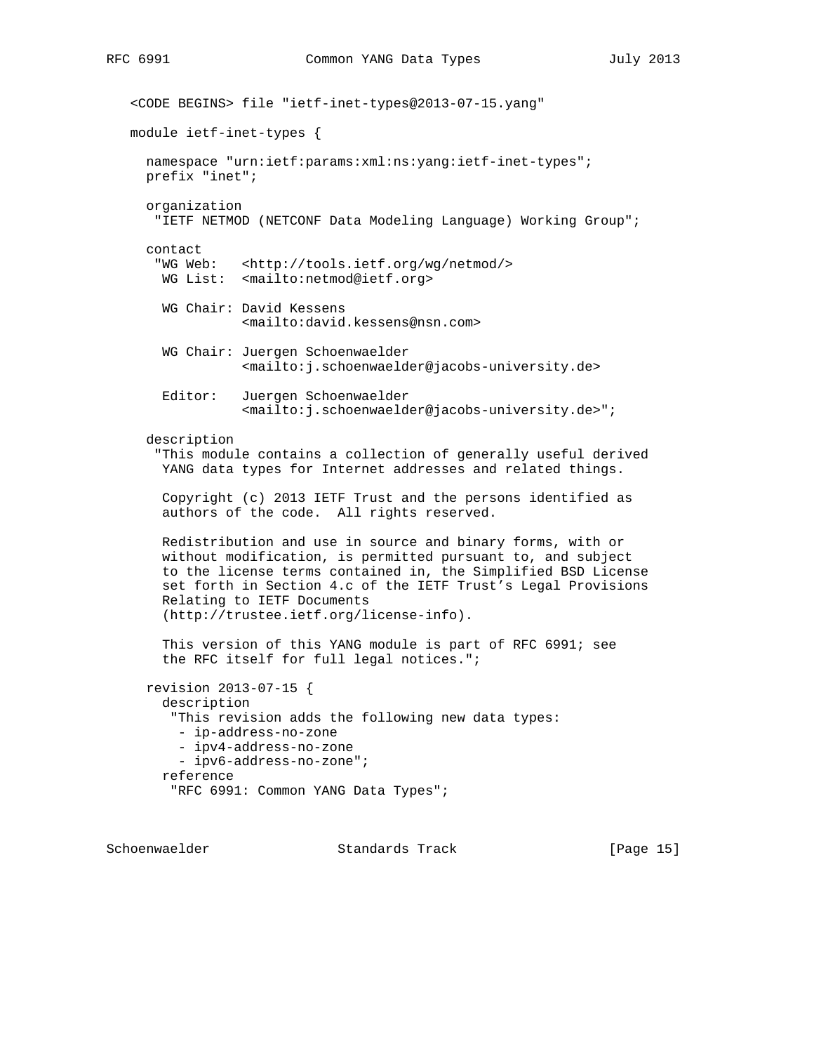```
<CODE BEGINS> file "ietf-inet-types@2013-07-15.yang"

module ietf-inet-types {

  namespace "urn:ietf:params:xml:ns:yang:ietf-inet-types";
  prefix "inet";

  organization
   "IETF NETMOD (NETCONF Data Modeling Language) Working Group";

  contact
   "WG Web:   <http://tools.ietf.org/wg/netmod/>
    WG List:  <mailto:netmod@ietf.org>

    WG Chair: David Kessens
              <mailto:david.kessens@nsn.com>

    WG Chair: Juergen Schoenwaelder
              <mailto:j.schoenwaelder@jacobs-university.de>

    Editor:   Juergen Schoenwaelder
              <mailto:j.schoenwaelder@jacobs-university.de>";

  description
   "This module contains a collection of generally useful derived
    YANG data types for Internet addresses and related things.

    Copyright (c) 2013 IETF Trust and the persons identified as
    authors of the code.  All rights reserved.

    Redistribution and use in source and binary forms, with or
    without modification, is permitted pursuant to, and subject
    to the license terms contained in, the Simplified BSD License
    set forth in Section 4.c of the IETF Trust's Legal Provisions
    Relating to IETF Documents
    (http://trustee.ietf.org/license-info).

    This version of this YANG module is part of RFC 6991; see
    the RFC itself for full legal notices.";

  revision 2013-07-15 {
    description
     "This revision adds the following new data types:
      - ip-address-no-zone
      - ipv4-address-no-zone
      - ipv6-address-no-zone";
    reference
     "RFC 6991: Common YANG Data Types";
```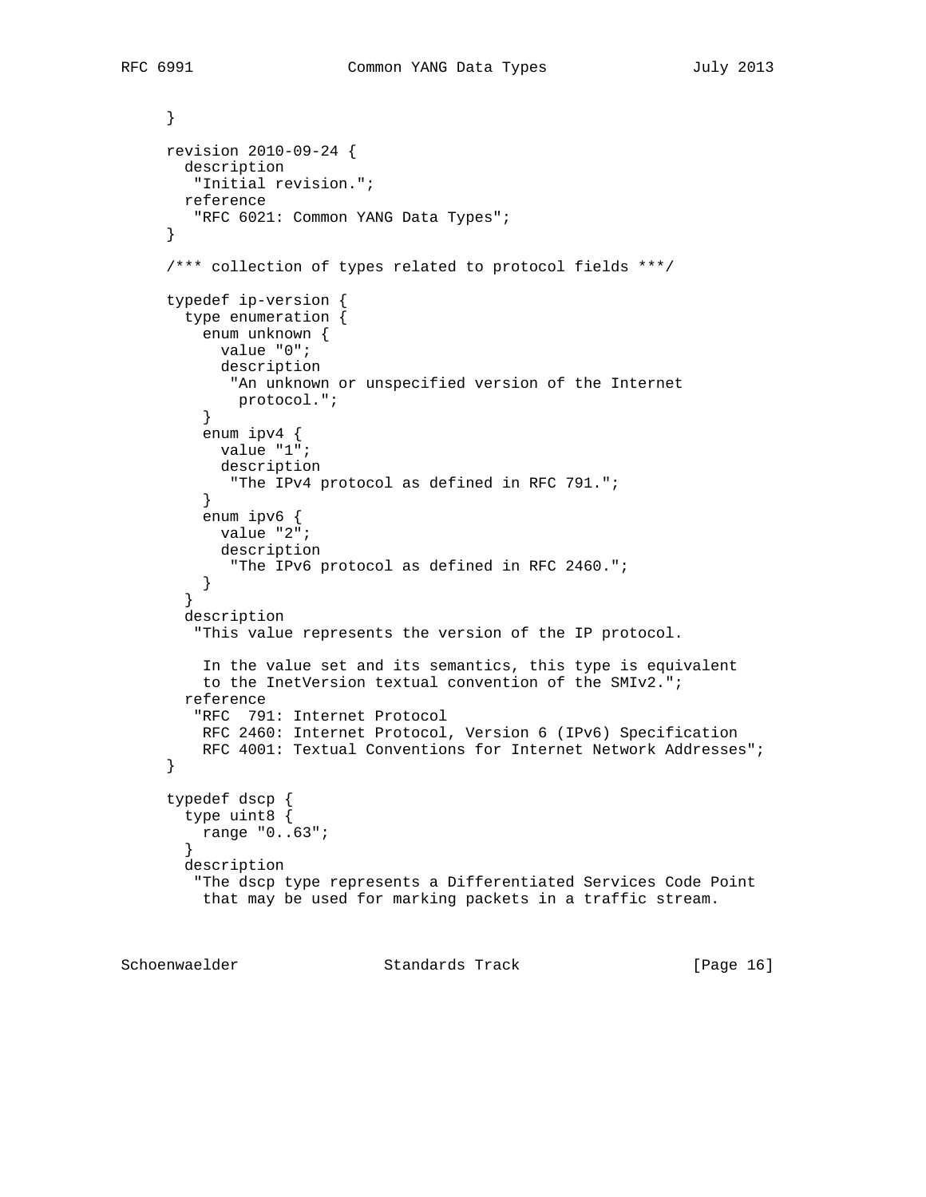```
     }

     revision 2010-09-24 {
       description
        "Initial revision.";
       reference
        "RFC 6021: Common YANG Data Types";
     }

     /*** collection of types related to protocol fields ***/

     typedef ip-version {
       type enumeration {
         enum unknown {
           value "0";
           description
            "An unknown or unspecified version of the Internet
             protocol.";
         }
         enum ipv4 {
           value "1";
           description
            "The IPv4 protocol as defined in RFC 791.";
         }
         enum ipv6 {
           value "2";
           description
            "The IPv6 protocol as defined in RFC 2460.";
         }
       }
       description
        "This value represents the version of the IP protocol.

         In the value set and its semantics, this type is equivalent
         to the InetVersion textual convention of the SMIv2.";
       reference
        "RFC  791: Internet Protocol
         RFC 2460: Internet Protocol, Version 6 (IPv6) Specification
         RFC 4001: Textual Conventions for Internet Network Addresses";
     }

     typedef dscp {
       type uint8 {
         range "0..63";
       }
       description
        "The dscp type represents a Differentiated Services Code Point
         that may be used for marking packets in a traffic stream.
```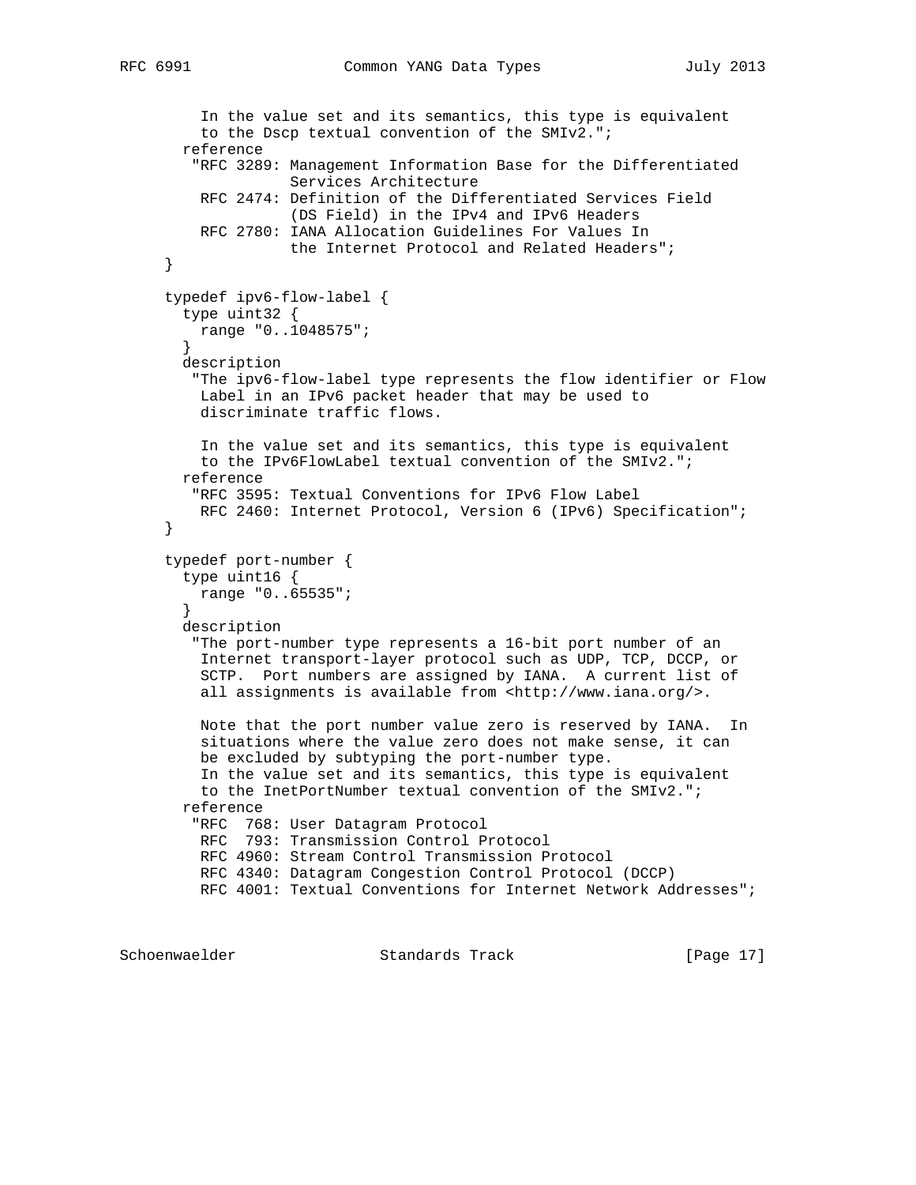```
         In the value set and its semantics, this type is equivalent
         to the Dscp textual convention of the SMIv2.";
       reference
        "RFC 3289: Management Information Base for the Differentiated
                   Services Architecture
         RFC 2474: Definition of the Differentiated Services Field
                   (DS Field) in the IPv4 and IPv6 Headers
         RFC 2780: IANA Allocation Guidelines For Values In
                   the Internet Protocol and Related Headers";
     }

     typedef ipv6-flow-label {
       type uint32 {
         range "0..1048575";
       }
       description
        "The ipv6-flow-label type represents the flow identifier or Flow
         Label in an IPv6 packet header that may be used to
         discriminate traffic flows.

         In the value set and its semantics, this type is equivalent
         to the IPv6FlowLabel textual convention of the SMIv2.";
       reference
        "RFC 3595: Textual Conventions for IPv6 Flow Label
         RFC 2460: Internet Protocol, Version 6 (IPv6) Specification";
     }

     typedef port-number {
       type uint16 {
         range "0..65535";
       }
       description
        "The port-number type represents a 16-bit port number of an
         Internet transport-layer protocol such as UDP, TCP, DCCP, or
         SCTP.  Port numbers are assigned by IANA.  A current list of
         all assignments is available from <http://www.iana.org/>.

         Note that the port number value zero is reserved by IANA.  In
         situations where the value zero does not make sense, it can
         be excluded by subtyping the port-number type.
         In the value set and its semantics, this type is equivalent
         to the InetPortNumber textual convention of the SMIv2.";
       reference
        "RFC  768: User Datagram Protocol
         RFC  793: Transmission Control Protocol
         RFC 4960: Stream Control Transmission Protocol
         RFC 4340: Datagram Congestion Control Protocol (DCCP)
         RFC 4001: Textual Conventions for Internet Network Addresses";
```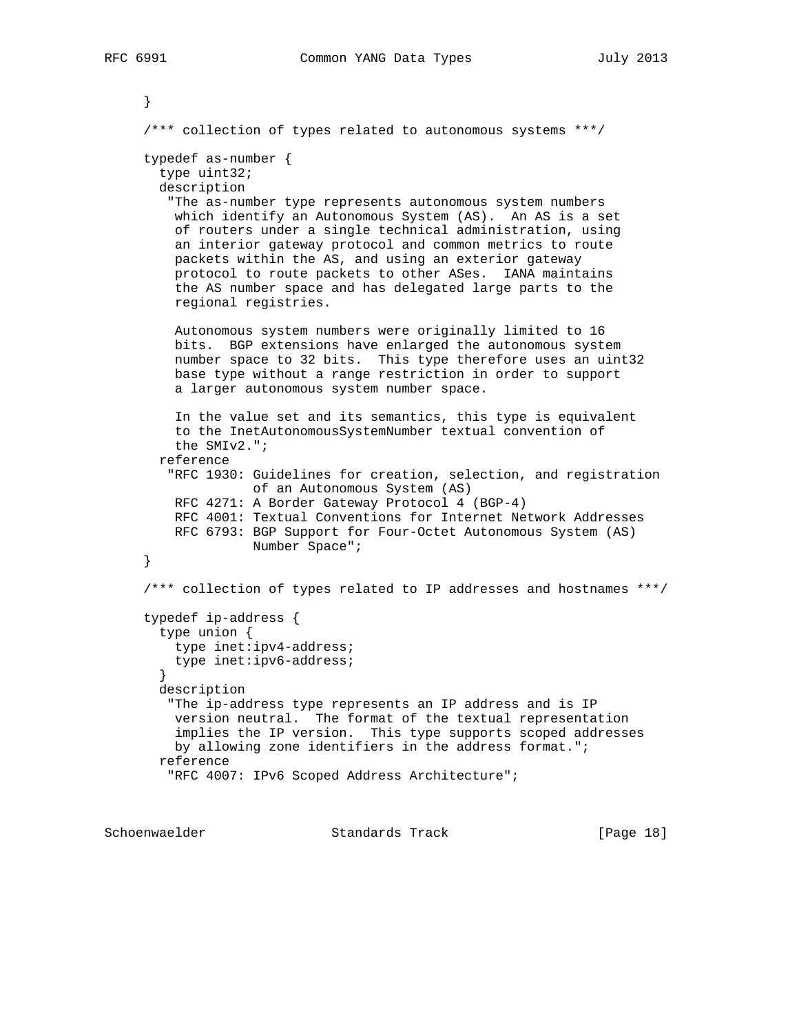```
     }

     /*** collection of types related to autonomous systems ***/

     typedef as-number {
       type uint32;
       description
        "The as-number type represents autonomous system numbers
         which identify an Autonomous System (AS).  An AS is a set
         of routers under a single technical administration, using
         an interior gateway protocol and common metrics to route
         packets within the AS, and using an exterior gateway
         protocol to route packets to other ASes.  IANA maintains
         the AS number space and has delegated large parts to the
         regional registries.

         Autonomous system numbers were originally limited to 16
         bits.  BGP extensions have enlarged the autonomous system
         number space to 32 bits.  This type therefore uses an uint32
         base type without a range restriction in order to support
         a larger autonomous system number space.

         In the value set and its semantics, this type is equivalent
         to the InetAutonomousSystemNumber textual convention of
         the SMIv2.";
       reference
        "RFC 1930: Guidelines for creation, selection, and registration
                   of an Autonomous System (AS)
         RFC 4271: A Border Gateway Protocol 4 (BGP-4)
         RFC 4001: Textual Conventions for Internet Network Addresses
         RFC 6793: BGP Support for Four-Octet Autonomous System (AS)
                   Number Space";
     }

     /*** collection of types related to IP addresses and hostnames ***/

     typedef ip-address {
       type union {
         type inet:ipv4-address;
         type inet:ipv6-address;
       }
       description
        "The ip-address type represents an IP address and is IP
         version neutral.  The format of the textual representation
         implies the IP version.  This type supports scoped addresses
         by allowing zone identifiers in the address format.";
       reference
        "RFC 4007: IPv6 Scoped Address Architecture";
```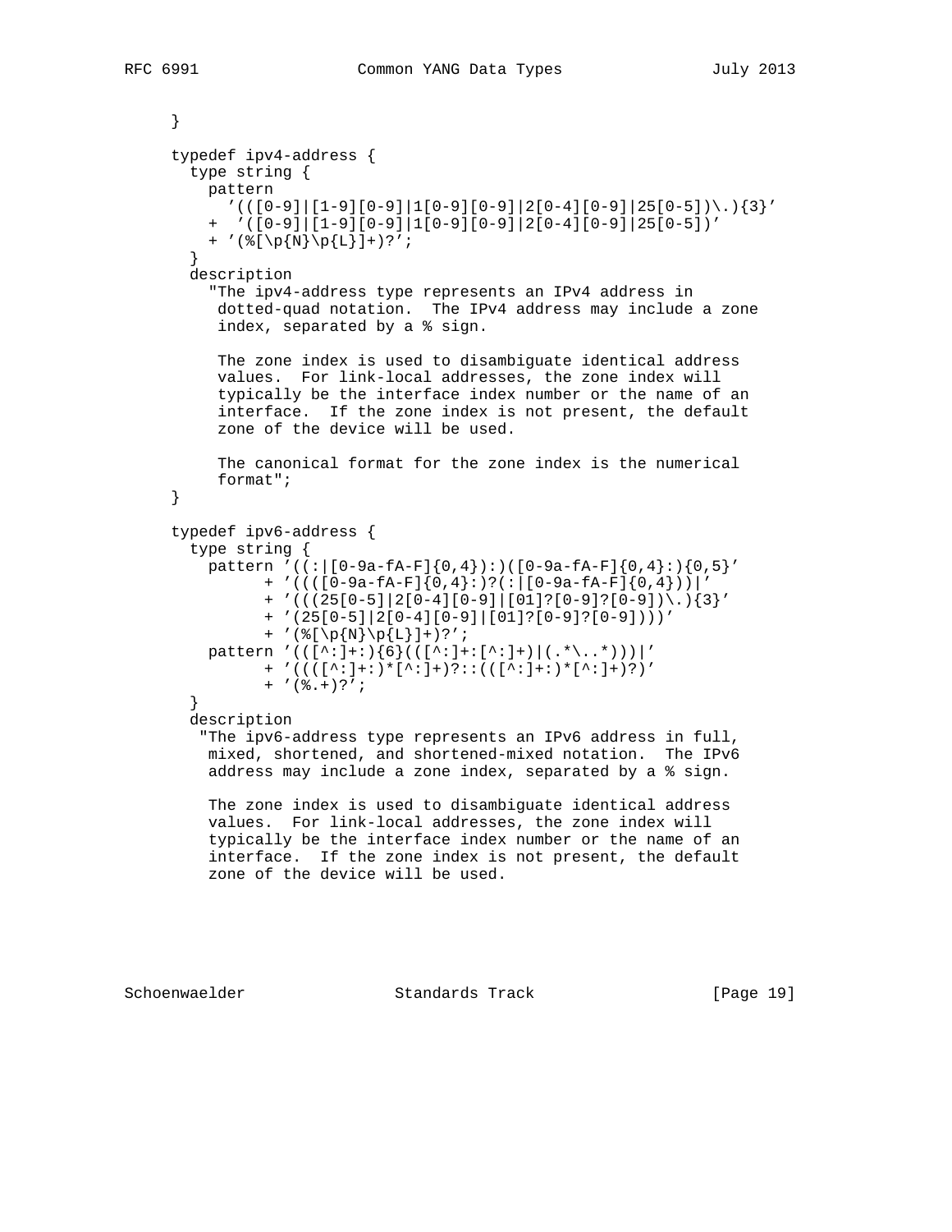```
     }

     typedef ipv4-address {
       type string {
         pattern
           '(([0-9]|[1-9][0-9]|1[0-9][0-9]|2[0-4][0-9]|25[0-5])\.){3}'
         +  '([0-9]|[1-9][0-9]|1[0-9][0-9]|2[0-4][0-9]|25[0-5])'
         + '(%[\p{N}\p{L}]+)?';
       }
       description
         "The ipv4-address type represents an IPv4 address in
          dotted-quad notation.  The IPv4 address may include a zone
          index, separated by a % sign.

          The zone index is used to disambiguate identical address
          values.  For link-local addresses, the zone index will
          typically be the interface index number or the name of an
          interface.  If the zone index is not present, the default
          zone of the device will be used.

          The canonical format for the zone index is the numerical
          format";
     }

     typedef ipv6-address {
       type string {
         pattern '((:|[0-9a-fA-F]{0,4}):)([0-9a-fA-F]{0,4}:){0,5}'
               + '((([0-9a-fA-F]{0,4}:)?(:|[0-9a-fA-F]{0,4}))|'
               + '(((25[0-5]|2[0-4][0-9]|[01]?[0-9]?[0-9])\.){3}'
               + '(25[0-5]|2[0-4][0-9]|[01]?[0-9]?[0-9])))'
               + '(%[\p{N}\p{L}]+)?';
         pattern '(([^:]+:){6}(([^:]+:[^:]+)|(.*\..*)))|'
               + '((([^:]+:)*[^:]+)?::(([^:]+:)*[^:]+)?)'
               + '(%.+)?';
       }
       description
        "The ipv6-address type represents an IPv6 address in full,
         mixed, shortened, and shortened-mixed notation.  The IPv6
         address may include a zone index, separated by a % sign.

         The zone index is used to disambiguate identical address
         values.  For link-local addresses, the zone index will
         typically be the interface index number or the name of an
         interface.  If the zone index is not present, the default
         zone of the device will be used.
```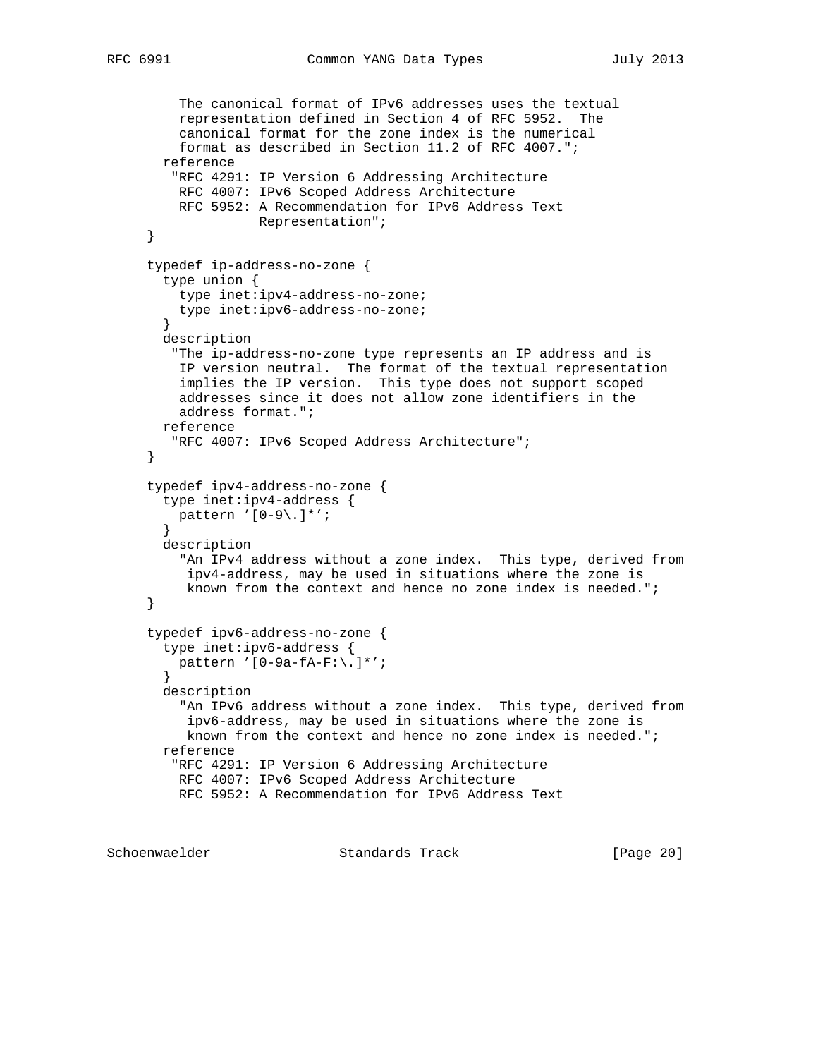```
         The canonical format of IPv6 addresses uses the textual
         representation defined in Section 4 of RFC 5952.  The
         canonical format for the zone index is the numerical
         format as described in Section 11.2 of RFC 4007.";
       reference
        "RFC 4291: IP Version 6 Addressing Architecture
         RFC 4007: IPv6 Scoped Address Architecture
         RFC 5952: A Recommendation for IPv6 Address Text
                   Representation";
     }

     typedef ip-address-no-zone {
       type union {
         type inet:ipv4-address-no-zone;
         type inet:ipv6-address-no-zone;
       }
       description
        "The ip-address-no-zone type represents an IP address and is
         IP version neutral.  The format of the textual representation
         implies the IP version.  This type does not support scoped
         addresses since it does not allow zone identifiers in the
         address format.";
       reference
        "RFC 4007: IPv6 Scoped Address Architecture";
     }

     typedef ipv4-address-no-zone {
       type inet:ipv4-address {
         pattern '[0-9\.]*';
       }
       description
         "An IPv4 address without a zone index.  This type, derived from
          ipv4-address, may be used in situations where the zone is
          known from the context and hence no zone index is needed.";
     }

     typedef ipv6-address-no-zone {
       type inet:ipv6-address {
         pattern '[0-9a-fA-F:\.]*';
       }
       description
         "An IPv6 address without a zone index.  This type, derived from
          ipv6-address, may be used in situations where the zone is
          known from the context and hence no zone index is needed.";
       reference
        "RFC 4291: IP Version 6 Addressing Architecture
         RFC 4007: IPv6 Scoped Address Architecture
         RFC 5952: A Recommendation for IPv6 Address Text
```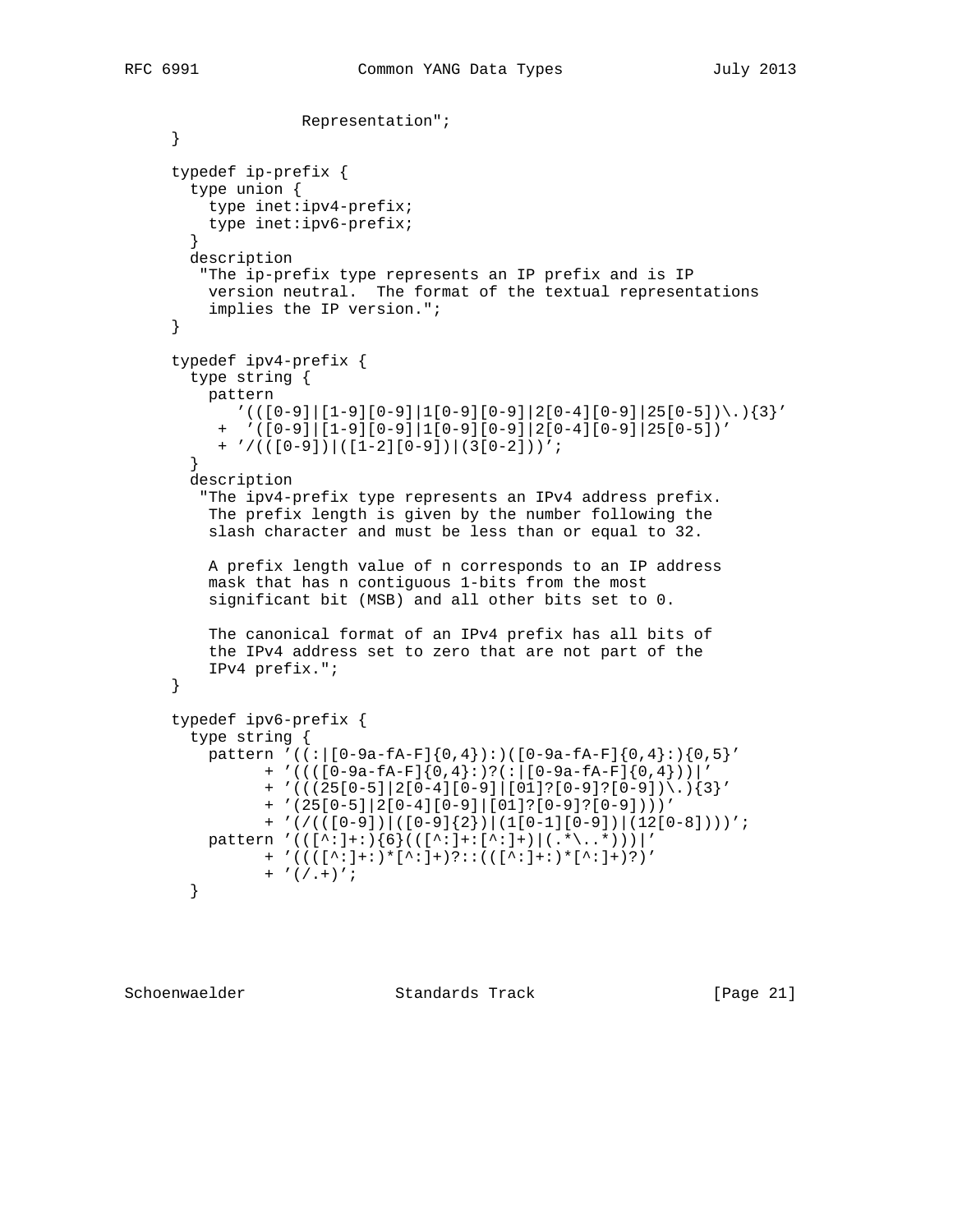```
                 Representation";
     }

     typedef ip-prefix {
       type union {
         type inet:ipv4-prefix;
         type inet:ipv6-prefix;
       }
       description
        "The ip-prefix type represents an IP prefix and is IP
         version neutral.  The format of the textual representations
         implies the IP version.";
     }

     typedef ipv4-prefix {
       type string {
         pattern
            '(([0-9]|[1-9][0-9]|1[0-9][0-9]|2[0-4][0-9]|25[0-5])\.){3}'
          +  '([0-9]|[1-9][0-9]|1[0-9][0-9]|2[0-4][0-9]|25[0-5])'
          + '/(([0-9])|([1-2][0-9])|(3[0-2]))';
       }
       description
        "The ipv4-prefix type represents an IPv4 address prefix.
         The prefix length is given by the number following the
         slash character and must be less than or equal to 32.

         A prefix length value of n corresponds to an IP address
         mask that has n contiguous 1-bits from the most
         significant bit (MSB) and all other bits set to 0.

         The canonical format of an IPv4 prefix has all bits of
         the IPv4 address set to zero that are not part of the
         IPv4 prefix.";
     }

     typedef ipv6-prefix {
       type string {
         pattern '((:|[0-9a-fA-F]{0,4}):)([0-9a-fA-F]{0,4}:){0,5}'
               + '((([0-9a-fA-F]{0,4}:)?(:|[0-9a-fA-F]{0,4}))|'
               + '(((25[0-5]|2[0-4][0-9]|[01]?[0-9]?[0-9])\.){3}'
               + '(25[0-5]|2[0-4][0-9]|[01]?[0-9]?[0-9])))'
               + '(/(([0-9])|([0-9]{2})|(1[0-1][0-9])|(12[0-8])))';
         pattern '(([^:]+:){6}(([^:]+:[^:]+)|(.*\..*)))|'
               + '((([^:]+:)*[^:]+)?::(([^:]+:)*[^:]+)?)'
               + '(/.+)';
       }
```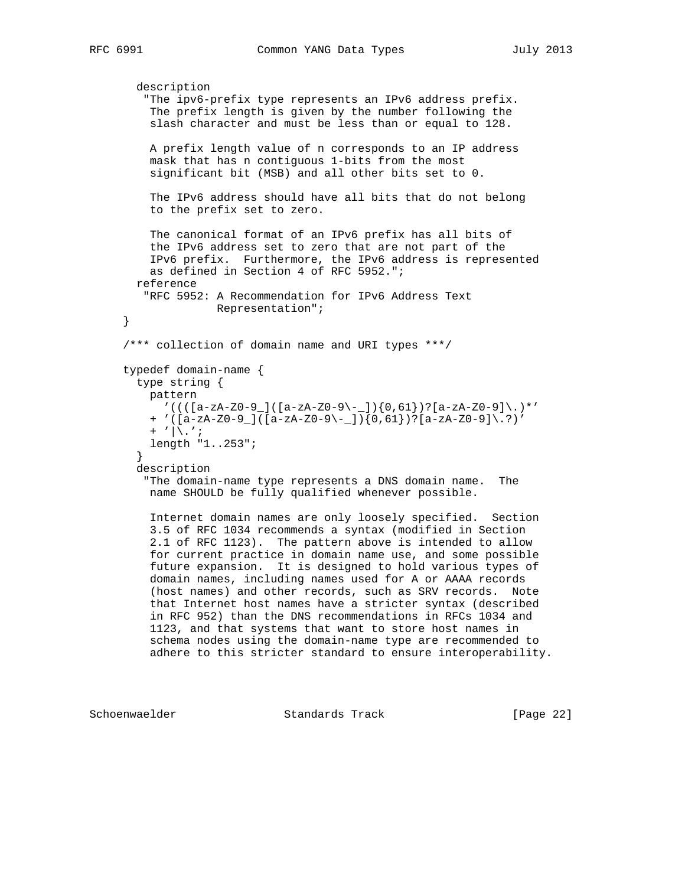```
       description
        "The ipv6-prefix type represents an IPv6 address prefix.
         The prefix length is given by the number following the
         slash character and must be less than or equal to 128.

         A prefix length value of n corresponds to an IP address
         mask that has n contiguous 1-bits from the most
         significant bit (MSB) and all other bits set to 0.

         The IPv6 address should have all bits that do not belong
         to the prefix set to zero.

         The canonical format of an IPv6 prefix has all bits of
         the IPv6 address set to zero that are not part of the
         IPv6 prefix.  Furthermore, the IPv6 address is represented
         as defined in Section 4 of RFC 5952.";
       reference
        "RFC 5952: A Recommendation for IPv6 Address Text
                   Representation";
     }

     /*** collection of domain name and URI types ***/

     typedef domain-name {
       type string {
         pattern
           '((([a-zA-Z0-9_]([a-zA-Z0-9\-_]){0,61})?[a-zA-Z0-9]\.)*'
         + '([a-zA-Z0-9_]([a-zA-Z0-9\-_]){0,61})?[a-zA-Z0-9]\.?)'
         + '|\.';
         length "1..253";
       }
       description
        "The domain-name type represents a DNS domain name.  The
         name SHOULD be fully qualified whenever possible.

         Internet domain names are only loosely specified.  Section
         3.5 of RFC 1034 recommends a syntax (modified in Section
         2.1 of RFC 1123).  The pattern above is intended to allow
         for current practice in domain name use, and some possible
         future expansion.  It is designed to hold various types of
         domain names, including names used for A or AAAA records
         (host names) and other records, such as SRV records.  Note
         that Internet host names have a stricter syntax (described
         in RFC 952) than the DNS recommendations in RFCs 1034 and
         1123, and that systems that want to store host names in
         schema nodes using the domain-name type are recommended to
         adhere to this stricter standard to ensure interoperability.
```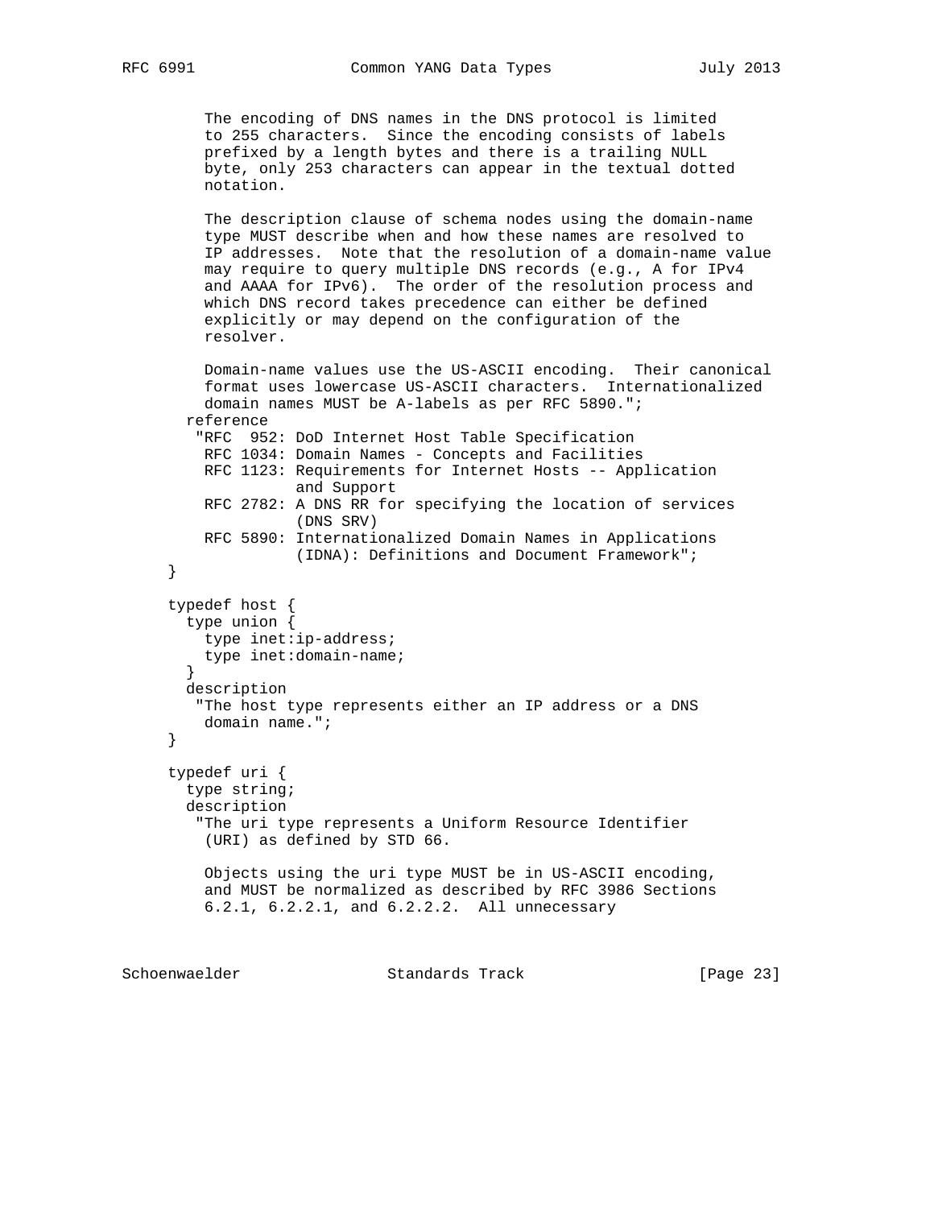```
       The encoding of DNS names in the DNS protocol is limited
       to 255 characters.  Since the encoding consists of labels
       prefixed by a length bytes and there is a trailing NULL
       byte, only 253 characters can appear in the textual dotted
       notation.

       The description clause of schema nodes using the domain-name
       type MUST describe when and how these names are resolved to
       IP addresses.  Note that the resolution of a domain-name value
       may require to query multiple DNS records (e.g., A for IPv4
       and AAAA for IPv6).  The order of the resolution process and
       which DNS record takes precedence can either be defined
       explicitly or may depend on the configuration of the
       resolver.

       Domain-name values use the US-ASCII encoding.  Their canonical
       format uses lowercase US-ASCII characters.  Internationalized
       domain names MUST be A-labels as per RFC 5890.";
     reference
      "RFC  952: DoD Internet Host Table Specification
       RFC 1034: Domain Names - Concepts and Facilities
       RFC 1123: Requirements for Internet Hosts -- Application
                 and Support
       RFC 2782: A DNS RR for specifying the location of services
                 (DNS SRV)
       RFC 5890: Internationalized Domain Names in Applications
                 (IDNA): Definitions and Document Framework";
   }

   typedef host {
     type union {
       type inet:ip-address;
       type inet:domain-name;
     }
     description
      "The host type represents either an IP address or a DNS
       domain name.";
   }

   typedef uri {
     type string;
     description
      "The uri type represents a Uniform Resource Identifier
       (URI) as defined by STD 66.

       Objects using the uri type MUST be in US-ASCII encoding,
       and MUST be normalized as described by RFC 3986 Sections
       6.2.1, 6.2.2.1, and 6.2.2.2.  All unnecessary
```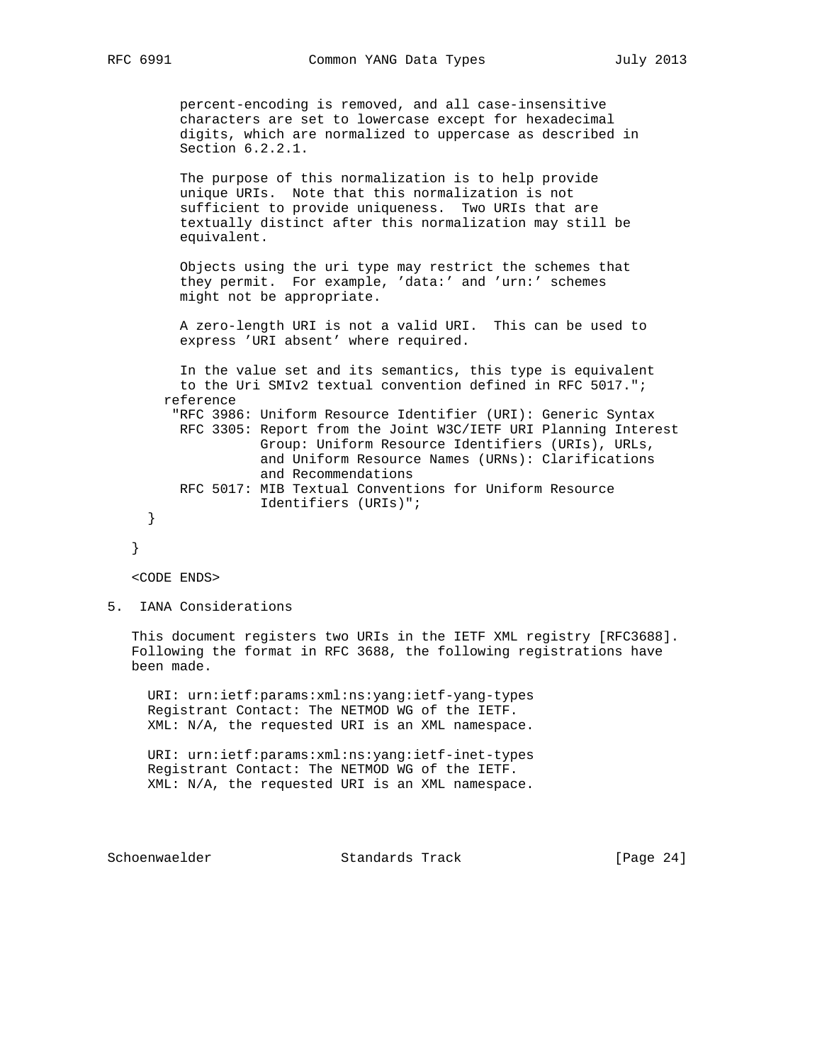```
       percent-encoding is removed, and all case-insensitive
       characters are set to lowercase except for hexadecimal
       digits, which are normalized to uppercase as described in
       Section 6.2.2.1.

       The purpose of this normalization is to help provide
       unique URIs.  Note that this normalization is not
       sufficient to provide uniqueness.  Two URIs that are
       textually distinct after this normalization may still be
       equivalent.

       Objects using the uri type may restrict the schemes that
       they permit.  For example, 'data:' and 'urn:' schemes
       might not be appropriate.

       A zero-length URI is not a valid URI.  This can be used to
       express 'URI absent' where required.

       In the value set and its semantics, this type is equivalent
       to the Uri SMIv2 textual convention defined in RFC 5017.";
     reference
      "RFC 3986: Uniform Resource Identifier (URI): Generic Syntax
       RFC 3305: Report from the Joint W3C/IETF URI Planning Interest
                 Group: Uniform Resource Identifiers (URIs), URLs,
                 and Uniform Resource Names (URNs): Clarifications
                 and Recommendations
       RFC 5017: MIB Textual Conventions for Uniform Resource
                 Identifiers (URIs)";
   }

 }

 <CODE ENDS>
```

## 5. IANA Considerations

This document registers two URIs in the IETF XML registry [RFC3688]. Following the format in RFC 3688, the following registrations have been made.

```
  URI: urn:ietf:params:xml:ns:yang:ietf-yang-types
  Registrant Contact: The NETMOD WG of the IETF.
  XML: N/A, the requested URI is an XML namespace.

  URI: urn:ietf:params:xml:ns:yang:ietf-inet-types
  Registrant Contact: The NETMOD WG of the IETF.
  XML: N/A, the requested URI is an XML namespace.
```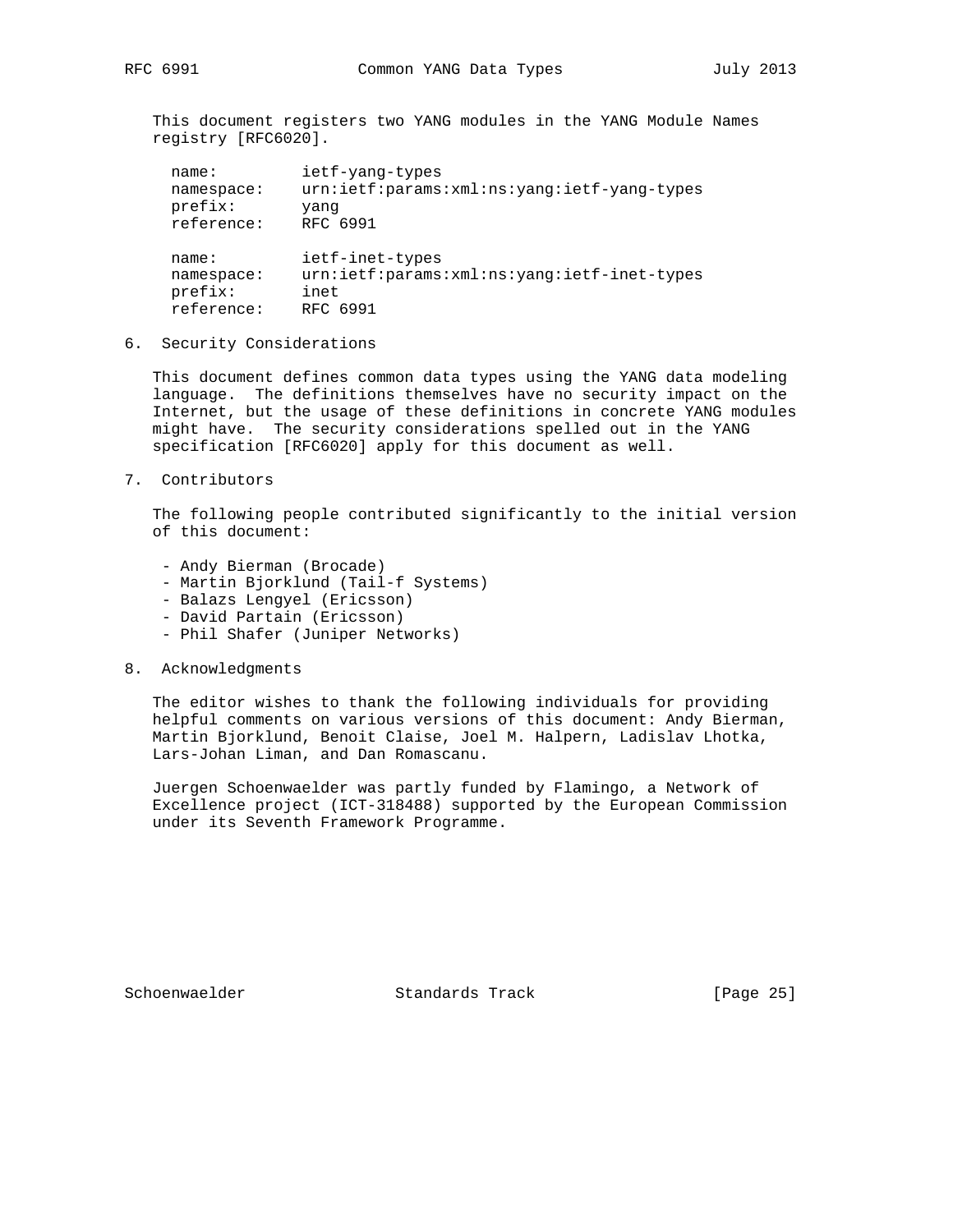This document registers two YANG modules in the YANG Module Names registry [RFC6020].

```
  name:         ietf-yang-types
  namespace:    urn:ietf:params:xml:ns:yang:ietf-yang-types
  prefix:       yang
  reference:    RFC 6991

  name:         ietf-inet-types
  namespace:    urn:ietf:params:xml:ns:yang:ietf-inet-types
  prefix:       inet
  reference:    RFC 6991
```

## 6. Security Considerations

This document defines common data types using the YANG data modeling language. The definitions themselves have no security impact on the Internet, but the usage of these definitions in concrete YANG modules might have. The security considerations spelled out in the YANG specification [RFC6020] apply for this document as well.

## 7. Contributors

The following people contributed significantly to the initial version of this document:

- Andy Bierman (Brocade)
- Martin Bjorklund (Tail-f Systems)
- Balazs Lengyel (Ericsson)
- David Partain (Ericsson)
- Phil Shafer (Juniper Networks)

## 8. Acknowledgments

The editor wishes to thank the following individuals for providing helpful comments on various versions of this document: Andy Bierman, Martin Bjorklund, Benoit Claise, Joel M. Halpern, Ladislav Lhotka, Lars-Johan Liman, and Dan Romascanu.

Juergen Schoenwaelder was partly funded by Flamingo, a Network of Excellence project (ICT-318488) supported by the European Commission under its Seventh Framework Programme.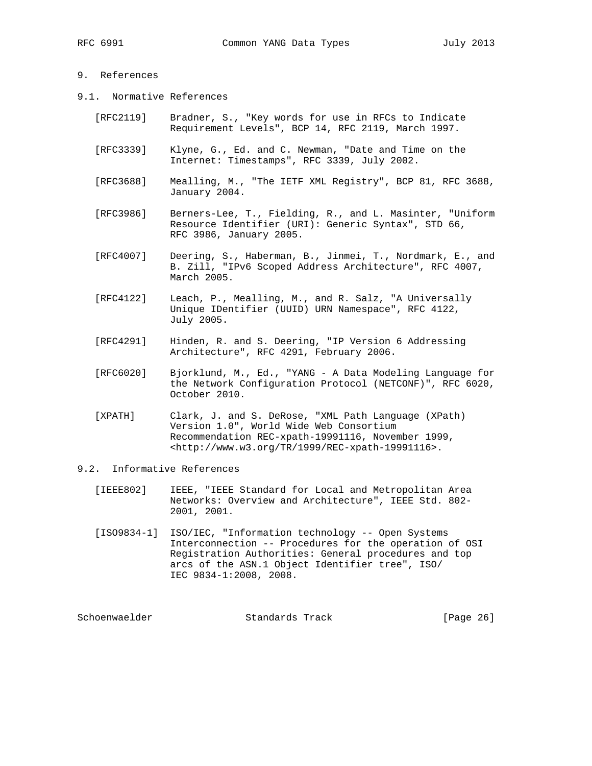# 9. References

## 9.1. Normative References

[RFC2119] Bradner, S., "Key words for use in RFCs to Indicate Requirement Levels", BCP 14, RFC 2119, March 1997.

[RFC3339] Klyne, G., Ed. and C. Newman, "Date and Time on the Internet: Timestamps", RFC 3339, July 2002.

[RFC3688] Mealling, M., "The IETF XML Registry", BCP 81, RFC 3688, January 2004.

[RFC3986] Berners-Lee, T., Fielding, R., and L. Masinter, "Uniform Resource Identifier (URI): Generic Syntax", STD 66, RFC 3986, January 2005.

[RFC4007] Deering, S., Haberman, B., Jinmei, T., Nordmark, E., and B. Zill, "IPv6 Scoped Address Architecture", RFC 4007, March 2005.

[RFC4122] Leach, P., Mealling, M., and R. Salz, "A Universally Unique IDentifier (UUID) URN Namespace", RFC 4122, July 2005.

[RFC4291] Hinden, R. and S. Deering, "IP Version 6 Addressing Architecture", RFC 4291, February 2006.

[RFC6020] Bjorklund, M., Ed., "YANG - A Data Modeling Language for the Network Configuration Protocol (NETCONF)", RFC 6020, October 2010.

[XPATH] Clark, J. and S. DeRose, "XML Path Language (XPath) Version 1.0", World Wide Web Consortium Recommendation REC-xpath-19991116, November 1999, <http://www.w3.org/TR/1999/REC-xpath-19991116>.

## 9.2. Informative References

[IEEE802] IEEE, "IEEE Standard for Local and Metropolitan Area Networks: Overview and Architecture", IEEE Std. 802-2001, 2001.

[ISO9834-1] ISO/IEC, "Information technology -- Open Systems Interconnection -- Procedures for the operation of OSI Registration Authorities: General procedures and top arcs of the ASN.1 Object Identifier tree", ISO/IEC 9834-1:2008, 2008.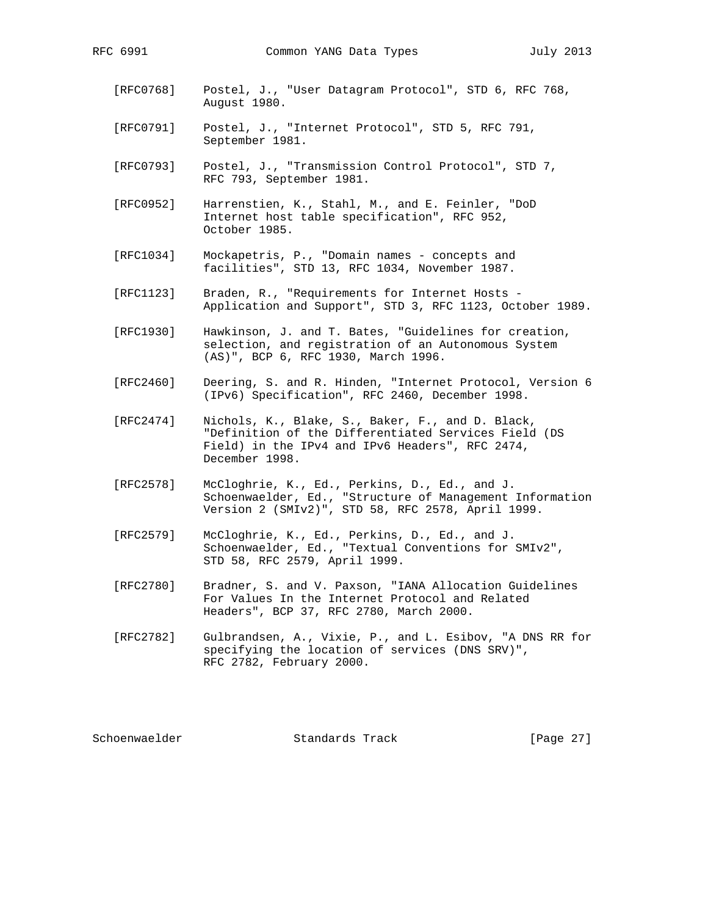[RFC0768] Postel, J., "User Datagram Protocol", STD 6, RFC 768, August 1980.

[RFC0791] Postel, J., "Internet Protocol", STD 5, RFC 791, September 1981.

[RFC0793] Postel, J., "Transmission Control Protocol", STD 7, RFC 793, September 1981.

[RFC0952] Harrenstien, K., Stahl, M., and E. Feinler, "DoD Internet host table specification", RFC 952, October 1985.

[RFC1034] Mockapetris, P., "Domain names - concepts and facilities", STD 13, RFC 1034, November 1987.

[RFC1123] Braden, R., "Requirements for Internet Hosts - Application and Support", STD 3, RFC 1123, October 1989.

[RFC1930] Hawkinson, J. and T. Bates, "Guidelines for creation, selection, and registration of an Autonomous System (AS)", BCP 6, RFC 1930, March 1996.

[RFC2460] Deering, S. and R. Hinden, "Internet Protocol, Version 6 (IPv6) Specification", RFC 2460, December 1998.

[RFC2474] Nichols, K., Blake, S., Baker, F., and D. Black, "Definition of the Differentiated Services Field (DS Field) in the IPv4 and IPv6 Headers", RFC 2474, December 1998.

[RFC2578] McCloghrie, K., Ed., Perkins, D., Ed., and J. Schoenwaelder, Ed., "Structure of Management Information Version 2 (SMIv2)", STD 58, RFC 2578, April 1999.

[RFC2579] McCloghrie, K., Ed., Perkins, D., Ed., and J. Schoenwaelder, Ed., "Textual Conventions for SMIv2", STD 58, RFC 2579, April 1999.

[RFC2780] Bradner, S. and V. Paxson, "IANA Allocation Guidelines For Values In the Internet Protocol and Related Headers", BCP 37, RFC 2780, March 2000.

[RFC2782] Gulbrandsen, A., Vixie, P., and L. Esibov, "A DNS RR for specifying the location of services (DNS SRV)", RFC 2782, February 2000.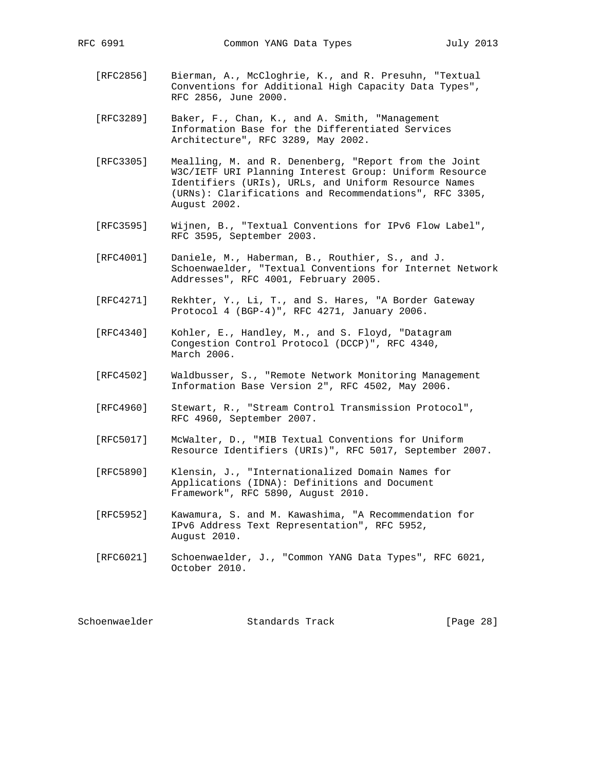[RFC2856] Bierman, A., McCloghrie, K., and R. Presuhn, "Textual Conventions for Additional High Capacity Data Types", RFC 2856, June 2000.

[RFC3289] Baker, F., Chan, K., and A. Smith, "Management Information Base for the Differentiated Services Architecture", RFC 3289, May 2002.

[RFC3305] Mealling, M. and R. Denenberg, "Report from the Joint W3C/IETF URI Planning Interest Group: Uniform Resource Identifiers (URIs), URLs, and Uniform Resource Names (URNs): Clarifications and Recommendations", RFC 3305, August 2002.

[RFC3595] Wijnen, B., "Textual Conventions for IPv6 Flow Label", RFC 3595, September 2003.

[RFC4001] Daniele, M., Haberman, B., Routhier, S., and J. Schoenwaelder, "Textual Conventions for Internet Network Addresses", RFC 4001, February 2005.

[RFC4271] Rekhter, Y., Li, T., and S. Hares, "A Border Gateway Protocol 4 (BGP-4)", RFC 4271, January 2006.

[RFC4340] Kohler, E., Handley, M., and S. Floyd, "Datagram Congestion Control Protocol (DCCP)", RFC 4340, March 2006.

[RFC4502] Waldbusser, S., "Remote Network Monitoring Management Information Base Version 2", RFC 4502, May 2006.

[RFC4960] Stewart, R., "Stream Control Transmission Protocol", RFC 4960, September 2007.

[RFC5017] McWalter, D., "MIB Textual Conventions for Uniform Resource Identifiers (URIs)", RFC 5017, September 2007.

[RFC5890] Klensin, J., "Internationalized Domain Names for Applications (IDNA): Definitions and Document Framework", RFC 5890, August 2010.

[RFC5952] Kawamura, S. and M. Kawashima, "A Recommendation for IPv6 Address Text Representation", RFC 5952, August 2010.

[RFC6021] Schoenwaelder, J., "Common YANG Data Types", RFC 6021, October 2010.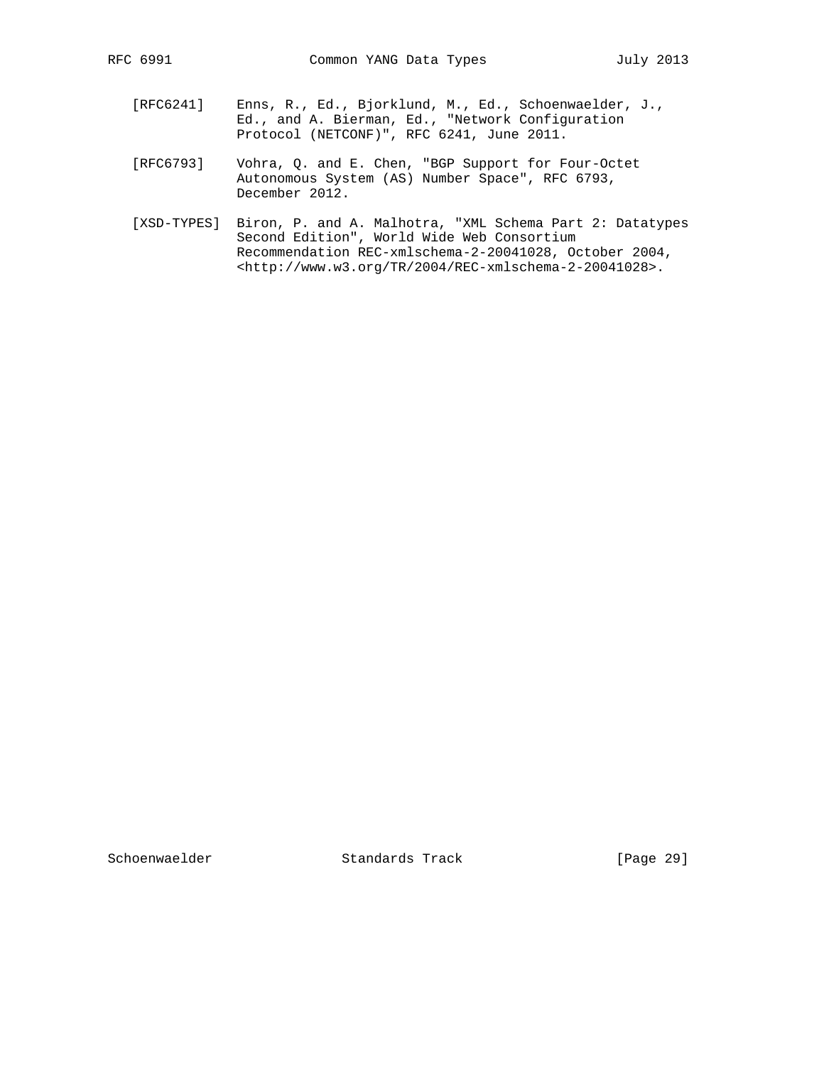[RFC6241] Enns, R., Ed., Bjorklund, M., Ed., Schoenwaelder, J., Ed., and A. Bierman, Ed., "Network Configuration Protocol (NETCONF)", RFC 6241, June 2011.

[RFC6793] Vohra, Q. and E. Chen, "BGP Support for Four-Octet Autonomous System (AS) Number Space", RFC 6793, December 2012.

[XSD-TYPES] Biron, P. and A. Malhotra, "XML Schema Part 2: Datatypes Second Edition", World Wide Web Consortium Recommendation REC-xmlschema-2-20041028, October 2004, <http://www.w3.org/TR/2004/REC-xmlschema-2-20041028>.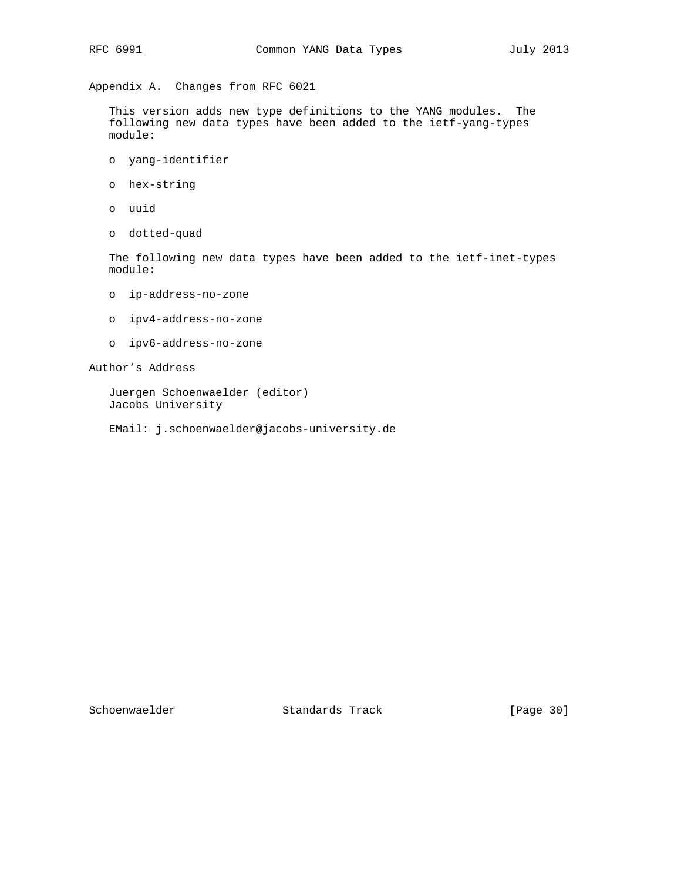## Appendix A. Changes from RFC 6021

This version adds new type definitions to the YANG modules. The following new data types have been added to the ietf-yang-types module:

- yang-identifier
- hex-string
- uuid
- dotted-quad

The following new data types have been added to the ietf-inet-types module:

- ip-address-no-zone
- ipv4-address-no-zone
- ipv6-address-no-zone

## Author's Address

Juergen Schoenwaelder (editor)
Jacobs University

EMail: j.schoenwaelder@jacobs-university.de